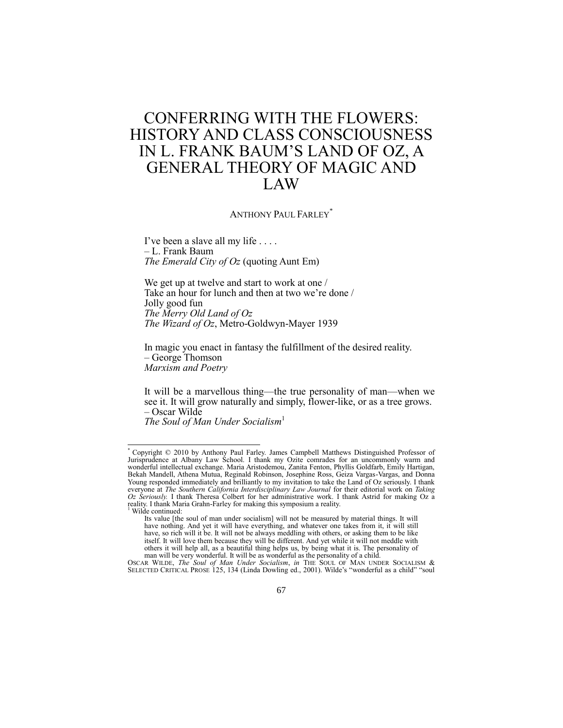# CONFERRING WITH THE FLOWERS: HISTORY AND CLASS CONSCIOUSNESS IN L. FRANK BAUM'S LAND OF OZ, A GENERAL THEORY OF MAGIC AND LAW

ANTHONY PAUL FARLEY[*]

> I've been a slave all my life . . . .
> – L. Frank Baum
> *The Emerald City of Oz* (quoting Aunt Em)

> We get up at twelve and start to work at one /
> Take an hour for lunch and then at two we're done /
> Jolly good fun
> *The Merry Old Land of Oz*
> *The Wizard of Oz*, Metro-Goldwyn-Mayer 1939

> In magic you enact in fantasy the fulfillment of the desired reality.
> – George Thomson
> *Marxism and Poetry*

> It will be a marvellous thing—the true personality of man—when we see it. It will grow naturally and simply, flower-like, or as a tree grows.
> – Oscar Wilde
> *The Soul of Man Under Socialism*[1]

---

[*] Copyright © 2010 by Anthony Paul Farley. James Campbell Matthews Distinguished Professor of Jurisprudence at Albany Law School. I thank my Ozite comrades for an uncommonly warm and wonderful intellectual exchange. Maria Aristodemou, Zanita Fenton, Phyllis Goldfarb, Emily Hartigan, Bekah Mandell, Athena Mutua, Reginald Robinson, Josephine Ross, Geiza Vargas-Vargas, and Donna Young responded immediately and brilliantly to my invitation to take the Land of Oz seriously. I thank everyone at *The Southern California Interdisciplinary Law Journal* for their editorial work on *Taking Oz Seriously.* I thank Theresa Colbert for her administrative work. I thank Astrid for making Oz a reality. I thank Maria Grahn-Farley for making this symposium a reality.

[1] Wilde continued:

> Its value [the soul of man under socialism] will not be measured by material things. It will have nothing. And yet it will have everything, and whatever one takes from it, it will still have, so rich will it be. It will not be always meddling with others, or asking them to be like itself. It will love them because they will be different. And yet while it will not meddle with others it will help all, as a beautiful thing helps us, by being what it is. The personality of man will be very wonderful. It will be as wonderful as the personality of a child.

OSCAR WILDE, *The Soul of Man Under Socialism*, *in* THE SOUL OF MAN UNDER SOCIALISM & SELECTED CRITICAL PROSE 125, 134 (Linda Dowling ed., 2001). Wilde's "wonderful as a child" "soul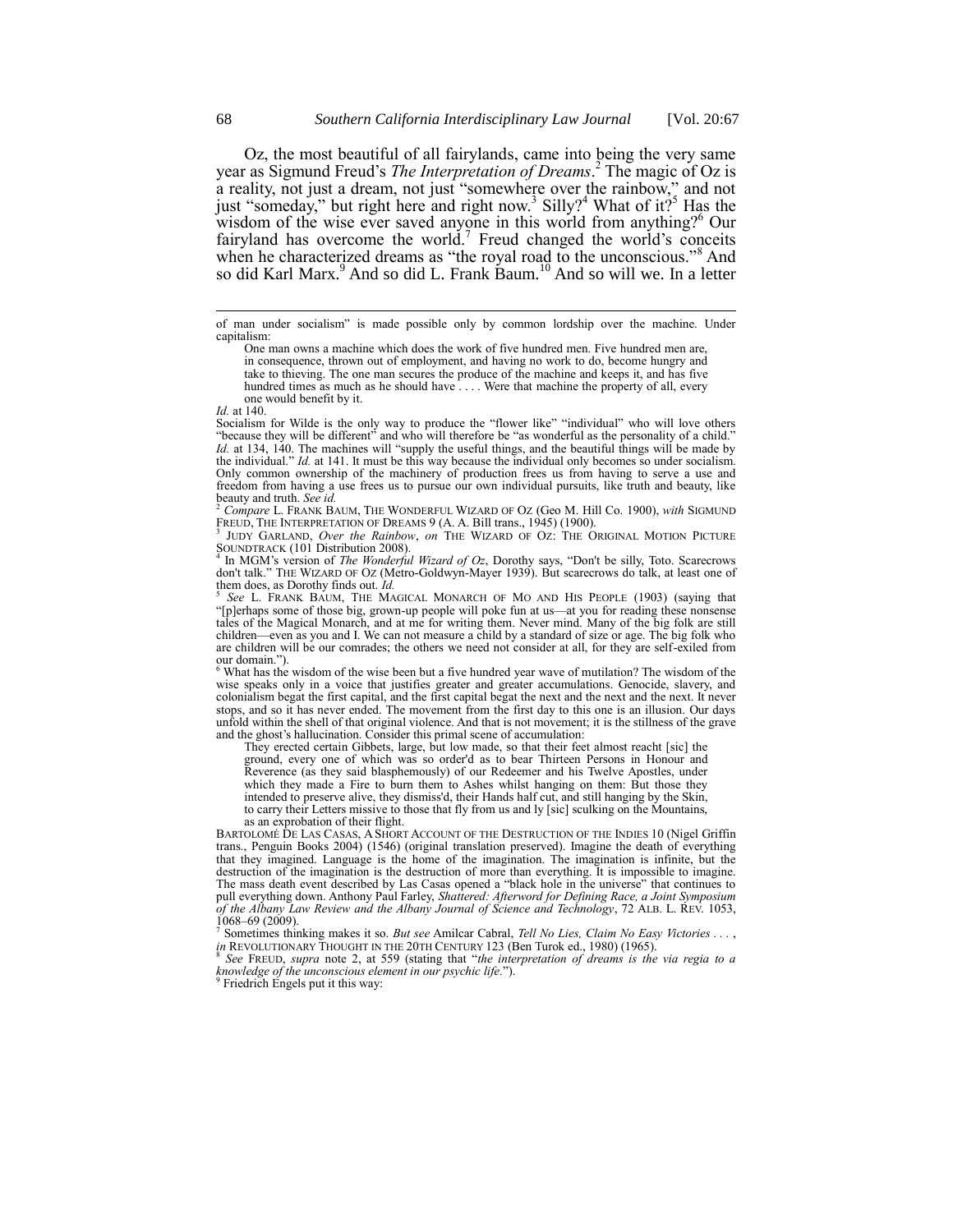Oz, the most beautiful of all fairylands, came into being the very same year as Sigmund Freud's *The Interpretation of Dreams*.[2] The magic of Oz is a reality, not just a dream, not just "somewhere over the rainbow," and not just "someday," but right here and right now.[3] Silly?[4] What of it?[5] Has the wisdom of the wise ever saved anyone in this world from anything?[6] Our fairyland has overcome the world.[7] Freud changed the world's conceits when he characterized dreams as "the royal road to the unconscious."[8] And so did Karl Marx.[9] And so did L. Frank Baum.[10] And so will we. In a letter

---

of man under socialism" is made possible only by common lordship over the machine. Under capitalism:

> One man owns a machine which does the work of five hundred men. Five hundred men are, in consequence, thrown out of employment, and having no work to do, become hungry and take to thieving. The one man secures the produce of the machine and keeps it, and has five hundred times as much as he should have . . . . Were that machine the property of all, every one would benefit by it.

*Id.* at 140.

Socialism for Wilde is the only way to produce the "flower like" "individual" who will love others "because they will be different" and who will therefore be "as wonderful as the personality of a child." *Id.* at 134, 140. The machines will "supply the useful things, and the beautiful things will be made by the individual." *Id.* at 141. It must be this way because the individual only becomes so under socialism. Only common ownership of the machinery of production frees us from having to serve a use and freedom from having a use frees us to pursue our own individual pursuits, like truth and beauty, like beauty and truth. *See id.*

[2] *Compare* L. FRANK BAUM, THE WONDERFUL WIZARD OF OZ (Geo M. Hill Co. 1900), *with* SIGMUND FREUD, THE INTERPRETATION OF DREAMS 9 (A. A. Bill trans., 1945) (1900).

[3] JUDY GARLAND, *Over the Rainbow*, *on* THE WIZARD OF OZ: THE ORIGINAL MOTION PICTURE SOUNDTRACK (101 Distribution 2008).

[4] In MGM's version of *The Wonderful Wizard of Oz*, Dorothy says, "Don't be silly, Toto. Scarecrows don't talk." THE WIZARD OF OZ (Metro-Goldwyn-Mayer 1939). But scarecrows do talk, at least one of them does, as Dorothy finds out. *Id.*

[5] *See* L. FRANK BAUM, THE MAGICAL MONARCH OF MO AND HIS PEOPLE (1903) (saying that "[p]erhaps some of those big, grown-up people will poke fun at us—at you for reading these nonsense tales of the Magical Monarch, and at me for writing them. Never mind. Many of the big folk are still children—even as you and I. We can not measure a child by a standard of size or age. The big folk who are children will be our comrades; the others we need not consider at all, for they are self-exiled from our domain.").

[6] What has the wisdom of the wise been but a five hundred year wave of mutilation? The wisdom of the wise speaks only in a voice that justifies greater and greater accumulations. Genocide, slavery, and colonialism begat the first capital, and the first capital begat the next and the next and the next. It never stops, and so it has never ended. The movement from the first day to this one is an illusion. Our days unfold within the shell of that original violence. And that is not movement; it is the stillness of the grave and the ghost's hallucination. Consider this primal scene of accumulation:

> They erected certain Gibbets, large, but low made, so that their feet almost reacht [sic] the ground, every one of which was so order'd as to bear Thirteen Persons in Honour and Reverence (as they said blasphemously) of our Redeemer and his Twelve Apostles, under which they made a Fire to burn them to Ashes whilst hanging on them: But those they intended to preserve alive, they dismiss'd, their Hands half cut, and still hanging by the Skin, to carry their Letters missive to those that fly from us and ly [sic] sculking on the Mountains, as an exprobation of their flight.

BARTOLOMÉ DE LAS CASAS, A SHORT ACCOUNT OF THE DESTRUCTION OF THE INDIES 10 (Nigel Griffin trans., Penguin Books 2004) (1546) (original translation preserved). Imagine the death of everything that they imagined. Language is the home of the imagination. The imagination is infinite, but the destruction of the imagination is the destruction of more than everything. It is impossible to imagine. The mass death event described by Las Casas opened a "black hole in the universe" that continues to pull everything down. Anthony Paul Farley, *Shattered: Afterword for Defining Race, a Joint Symposium of the Albany Law Review and the Albany Journal of Science and Technology*, 72 ALB. L. REV. 1053, 1068–69 (2009).

[7] Sometimes thinking makes it so. *But see* Amilcar Cabral, *Tell No Lies, Claim No Easy Victories . . .* , *in* REVOLUTIONARY THOUGHT IN THE 20TH CENTURY 123 (Ben Turok ed., 1980) (1965).

[8] *See* FREUD, *supra* note 2, at 559 (stating that "*the interpretation of dreams is the via regia to a knowledge of the unconscious element in our psychic life.*").

[9] Friedrich Engels put it this way: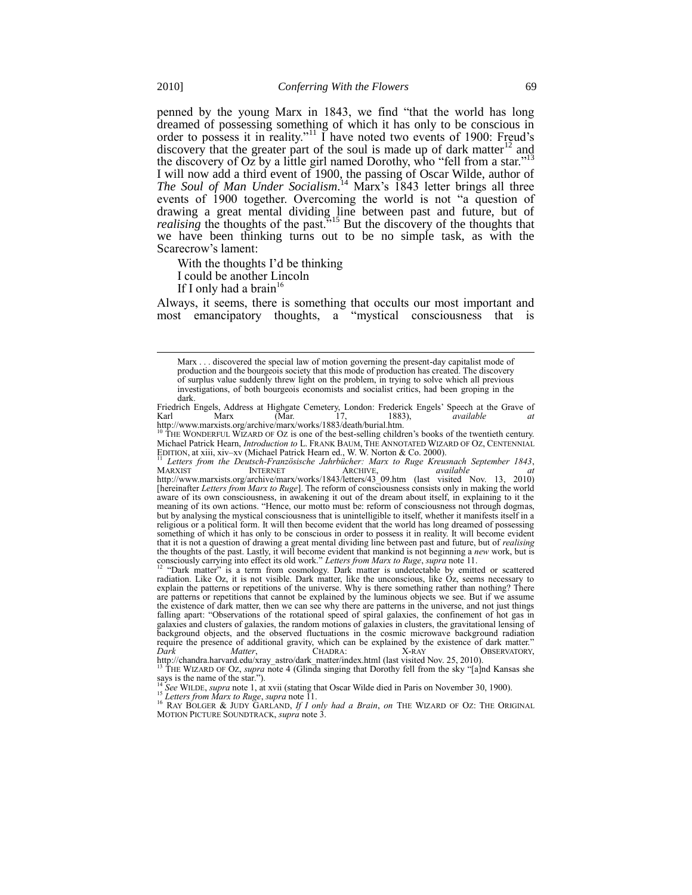penned by the young Marx in 1843, we find "that the world has long dreamed of possessing something of which it has only to be conscious in order to possess it in reality."[11] I have noted two events of 1900: Freud's discovery that the greater part of the soul is made up of dark matter[12] and the discovery of Oz by a little girl named Dorothy, who "fell from a star."[13] I will now add a third event of 1900, the passing of Oscar Wilde, author of *The Soul of Man Under Socialism*.[14] Marx's 1843 letter brings all three events of 1900 together. Overcoming the world is not "a question of drawing a great mental dividing line between past and future, but of *realising* the thoughts of the past."[15] But the discovery of the thoughts that we have been thinking turns out to be no simple task, as with the Scarecrow's lament:

> With the thoughts I'd be thinking
> I could be another Lincoln
> If I only had a brain[16]

Always, it seems, there is something that occults our most important and most emancipatory thoughts, a "mystical consciousness that is

---

> Marx . . . discovered the special law of motion governing the present-day capitalist mode of production and the bourgeois society that this mode of production has created. The discovery of surplus value suddenly threw light on the problem, in trying to solve which all previous investigations, of both bourgeois economists and socialist critics, had been groping in the dark.

Friedrich Engels, Address at Highgate Cemetery, London: Frederick Engels' Speech at the Grave of Karl Marx (Mar. 17, 1883), *available at* http://www.marxists.org/archive/marx/works/1883/death/burial.htm.

[10] THE WONDERFUL WIZARD OF OZ is one of the best-selling children's books of the twentieth century. Michael Patrick Hearn, *Introduction to* L. FRANK BAUM, THE ANNOTATED WIZARD OF OZ, CENTENNIAL EDITION, at xiii, xiv–xv (Michael Patrick Hearn ed., W. W. Norton & Co. 2000).

[11] *Letters from the Deutsch-Französische Jahrbücher: Marx to Ruge Kreusnach September 1843*, MARXIST INTERNET ARCHIVE, *available at* http://www.marxists.org/archive/marx/works/1843/letters/43_09.htm (last visited Nov. 13, 2010) [hereinafter *Letters from Marx to Ruge*]. The reform of consciousness consists only in making the world aware of its own consciousness, in awakening it out of the dream about itself, in explaining to it the meaning of its own actions. "Hence, our motto must be: reform of consciousness not through dogmas, but by analysing the mystical consciousness that is unintelligible to itself, whether it manifests itself in a religious or a political form. It will then become evident that the world has long dreamed of possessing something of which it has only to be conscious in order to possess it in reality. It will become evident that it is not a question of drawing a great mental dividing line between past and future, but of *realising* the thoughts of the past. Lastly, it will become evident that mankind is not beginning a *new* work, but is consciously carrying into effect its old work." *Letters from Marx to Ruge*, *supra* note 11.

[12] "Dark matter" is a term from cosmology. Dark matter is undetectable by emitted or scattered radiation. Like Oz, it is not visible. Dark matter, like the unconscious, like Oz, seems necessary to explain the patterns or repetitions of the universe. Why is there something rather than nothing? There are patterns or repetitions that cannot be explained by the luminous objects we see. But if we assume the existence of dark matter, then we can see why there are patterns in the universe, and not just things falling apart: "Observations of the rotational speed of spiral galaxies, the confinement of hot gas in galaxies and clusters of galaxies, the random motions of galaxies in clusters, the gravitational lensing of background objects, and the observed fluctuations in the cosmic microwave background radiation require the presence of additional gravity, which can be explained by the existence of dark matter." *Dark Matter*, CHADRA: X-RAY OBSERVATORY, http://chandra.harvard.edu/xray_astro/dark_matter/index.html (last visited Nov. 25, 2010).

[13] THE WIZARD OF OZ, *supra* note 4 (Glinda singing that Dorothy fell from the sky "[a]nd Kansas she says is the name of the star.").

[14] *See* WILDE, *supra* note 1, at xvii (stating that Oscar Wilde died in Paris on November 30, 1900).

[15] *Letters from Marx to Ruge*, *supra* note 11.

[16] RAY BOLGER & JUDY GARLAND, *If I only had a Brain*, *on* THE WIZARD OF OZ: THE ORIGINAL MOTION PICTURE SOUNDTRACK, *supra* note 3.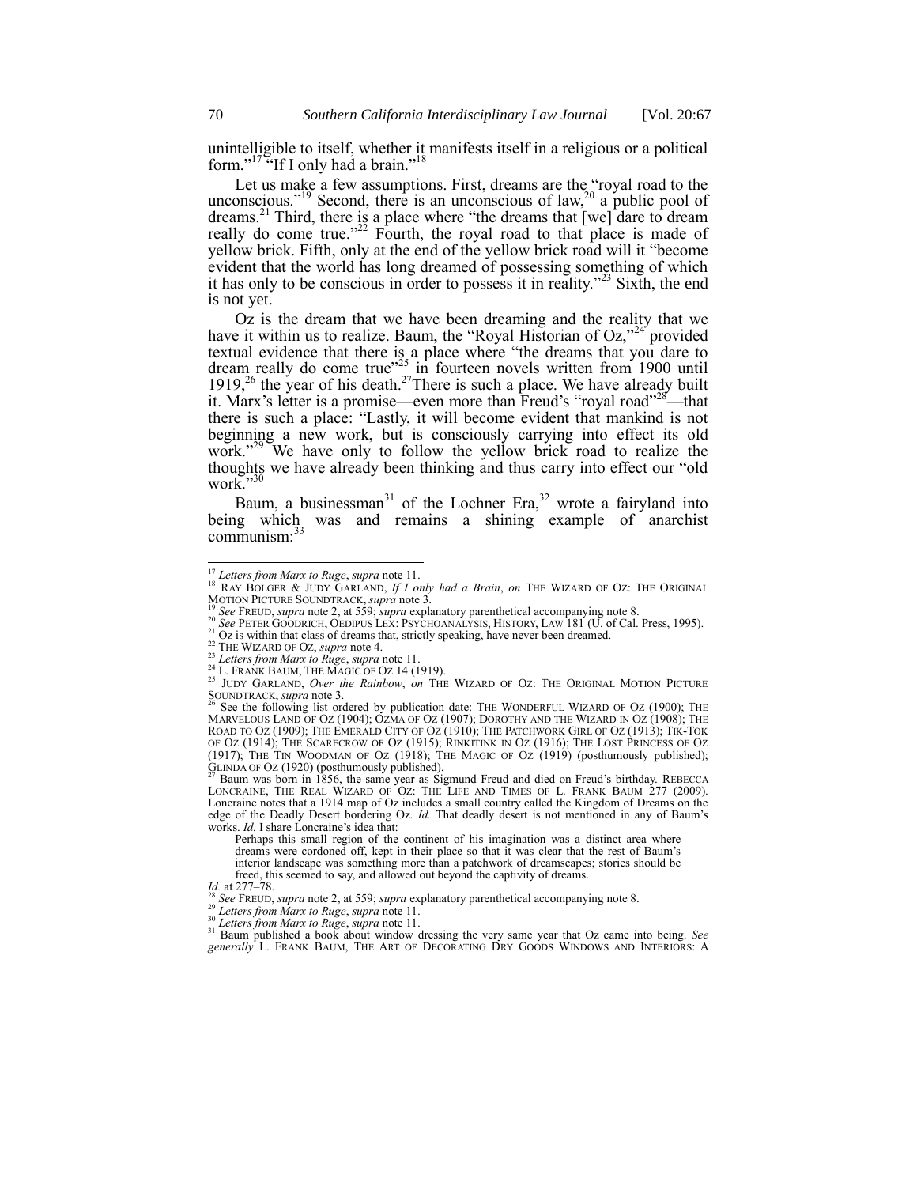unintelligible to itself, whether it manifests itself in a religious or a political form."[17] "If I only had a brain."[18]

Let us make a few assumptions. First, dreams are the "royal road to the unconscious."[19] Second, there is an unconscious of law,[20] a public pool of dreams.[21] Third, there is a place where "the dreams that [we] dare to dream really do come true."[22] Fourth, the royal road to that place is made of yellow brick. Fifth, only at the end of the yellow brick road will it "become evident that the world has long dreamed of possessing something of which it has only to be conscious in order to possess it in reality."[23] Sixth, the end is not yet.

Oz is the dream that we have been dreaming and the reality that we have it within us to realize. Baum, the "Royal Historian of Oz,"[24] provided textual evidence that there is a place where "the dreams that you dare to dream really do come true"[25] in fourteen novels written from 1900 until 1919,[26] the year of his death.[27] There is such a place. We have already built it. Marx's letter is a promise—even more than Freud's "royal road"[28]—that there is such a place: "Lastly, it will become evident that mankind is not beginning a new work, but is consciously carrying into effect its old work."[29] We have only to follow the yellow brick road to realize the thoughts we have already been thinking and thus carry into effect our "old work."[30]

Baum, a businessman[31] of the Lochner Era,[32] wrote a fairyland into being which was and remains a shining example of anarchist communism:[33]

---

[17] *Letters from Marx to Ruge*, *supra* note 11.

[18] RAY BOLGER & JUDY GARLAND, *If I only had a Brain*, *on* THE WIZARD OF OZ: THE ORIGINAL MOTION PICTURE SOUNDTRACK, *supra* note 3.

[19] *See* FREUD, *supra* note 2, at 559; *supra* explanatory parenthetical accompanying note 8.

[20] *See* PETER GOODRICH, OEDIPUS LEX: PSYCHOANALYSIS, HISTORY, LAW 181 (U. of Cal. Press, 1995).

[21] Oz is within that class of dreams that, strictly speaking, have never been dreamed.

[22] THE WIZARD OF OZ, *supra* note 4.

[23] *Letters from Marx to Ruge*, *supra* note 11.

[24] L. FRANK BAUM, THE MAGIC OF OZ 14 (1919).

[25] JUDY GARLAND, *Over the Rainbow*, *on* THE WIZARD OF OZ: THE ORIGINAL MOTION PICTURE SOUNDTRACK, *supra* note 3.

[26] See the following list ordered by publication date: THE WONDERFUL WIZARD OF OZ (1900); THE MARVELOUS LAND OF OZ (1904); OZMA OF OZ (1907); DOROTHY AND THE WIZARD IN OZ (1908); THE ROAD TO OZ (1909); THE EMERALD CITY OF OZ (1910); THE PATCHWORK GIRL OF OZ (1913); TIK-TOK OF OZ (1914); THE SCARECROW OF OZ (1915); RINKITINK IN OZ (1916); THE LOST PRINCESS OF OZ (1917); THE TIN WOODMAN OF OZ (1918); THE MAGIC OF OZ (1919) (posthumously published); GLINDA OF OZ (1920) (posthumously published).

[27] Baum was born in 1856, the same year as Sigmund Freud and died on Freud's birthday. REBECCA LONCRAINE, THE REAL WIZARD OF OZ: THE LIFE AND TIMES OF L. FRANK BAUM 277 (2009). Loncraine notes that a 1914 map of Oz includes a small country called the Kingdom of Dreams on the edge of the Deadly Desert bordering Oz. *Id.* That deadly desert is not mentioned in any of Baum's works. *Id.* I share Loncraine's idea that:

> Perhaps this small region of the continent of his imagination was a distinct area where dreams were cordoned off, kept in their place so that it was clear that the rest of Baum's interior landscape was something more than a patchwork of dreamscapes; stories should be freed, this seemed to say, and allowed out beyond the captivity of dreams.

*Id.* at 277–78.

[28] *See* FREUD, *supra* note 2, at 559; *supra* explanatory parenthetical accompanying note 8.

[29] *Letters from Marx to Ruge*, *supra* note 11.

[30] *Letters from Marx to Ruge*, *supra* note 11.

[31] Baum published a book about window dressing the very same year that Oz came into being. *See generally* L. FRANK BAUM, THE ART OF DECORATING DRY GOODS WINDOWS AND INTERIORS: A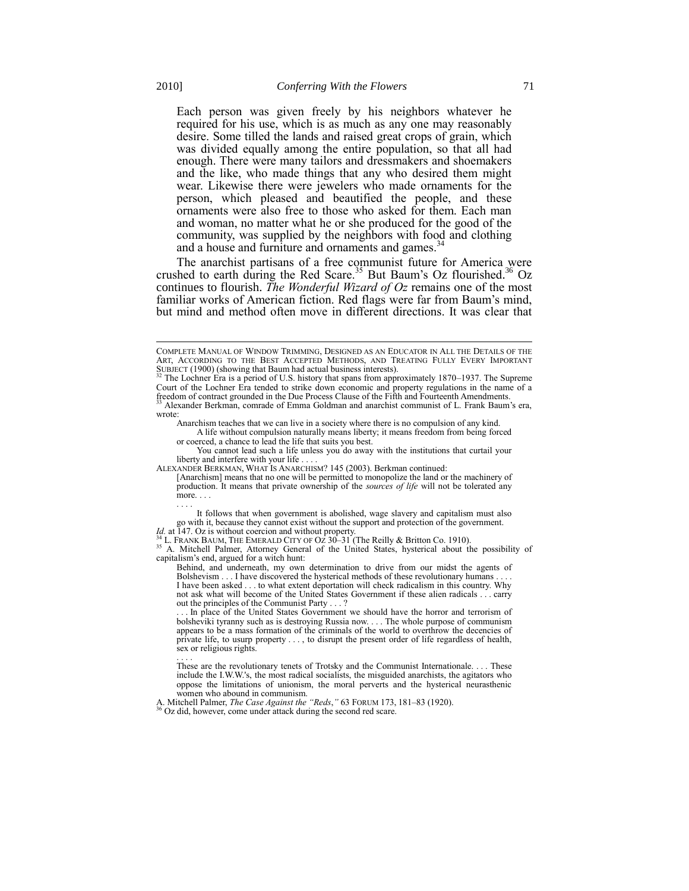> Each person was given freely by his neighbors whatever he required for his use, which is as much as any one may reasonably desire. Some tilled the lands and raised great crops of grain, which was divided equally among the entire population, so that all had enough. There were many tailors and dressmakers and shoemakers and the like, who made things that any who desired them might wear. Likewise there were jewelers who made ornaments for the person, which pleased and beautified the people, and these ornaments were also free to those who asked for them. Each man and woman, no matter what he or she produced for the good of the community, was supplied by the neighbors with food and clothing and a house and furniture and ornaments and games.[34]

The anarchist partisans of a free communist future for America were crushed to earth during the Red Scare.[35] But Baum's Oz flourished.[36] Oz continues to flourish. *The Wonderful Wizard of Oz* remains one of the most familiar works of American fiction. Red flags were far from Baum's mind, but mind and method often move in different directions. It was clear that

---

COMPLETE MANUAL OF WINDOW TRIMMING, DESIGNED AS AN EDUCATOR IN ALL THE DETAILS OF THE ART, ACCORDING TO THE BEST ACCEPTED METHODS, AND TREATING FULLY EVERY IMPORTANT SUBJECT (1900) (showing that Baum had actual business interests).

[32] The Lochner Era is a period of U.S. history that spans from approximately 1870–1937. The Supreme Court of the Lochner Era tended to strike down economic and property regulations in the name of a freedom of contract grounded in the Due Process Clause of the Fifth and Fourteenth Amendments.

[33] Alexander Berkman, comrade of Emma Goldman and anarchist communist of L. Frank Baum's era, wrote:

> Anarchism teaches that we can live in a society where there is no compulsion of any kind.
>
> A life without compulsion naturally means liberty; it means freedom from being forced or coerced, a chance to lead the life that suits you best.
>
> You cannot lead such a life unless you do away with the institutions that curtail your liberty and interfere with your life . . . .

ALEXANDER BERKMAN, WHAT IS ANARCHISM? 145 (2003). Berkman continued:

> [Anarchism] means that no one will be permitted to monopolize the land or the machinery of production. It means that private ownership of the *sources of life* will not be tolerated any more. . . .
>
> . . . .
>
> It follows that when government is abolished, wage slavery and capitalism must also go with it, because they cannot exist without the support and protection of the government.

*Id.* at 147. Oz is without coercion and without property.

[34] L. FRANK BAUM, THE EMERALD CITY OF OZ 30–31 (The Reilly & Britton Co. 1910).

[35] A. Mitchell Palmer, Attorney General of the United States, hysterical about the possibility of capitalism's end, argued for a witch hunt:

> Behind, and underneath, my own determination to drive from our midst the agents of Bolshevism . . . I have discovered the hysterical methods of these revolutionary humans . . . . I have been asked . . . to what extent deportation will check radicalism in this country. Why not ask what will become of the United States Government if these alien radicals . . . carry out the principles of the Communist Party . . . ?
>
> . . . In place of the United States Government we should have the horror and terrorism of bolsheviki tyranny such as is destroying Russia now. . . . The whole purpose of communism appears to be a mass formation of the criminals of the world to overthrow the decencies of private life, to usurp property . . . , to disrupt the present order of life regardless of health, sex or religious rights.
>
> . . . .
>
> These are the revolutionary tenets of Trotsky and the Communist Internationale. . . . These include the I.W.W.'s, the most radical socialists, the misguided anarchists, the agitators who oppose the limitations of unionism, the moral perverts and the hysterical neurasthenic women who abound in communism.

A. Mitchell Palmer, *The Case Against the "Reds*,*"* 63 FORUM 173, 181–83 (1920).

[36] Oz did, however, come under attack during the second red scare.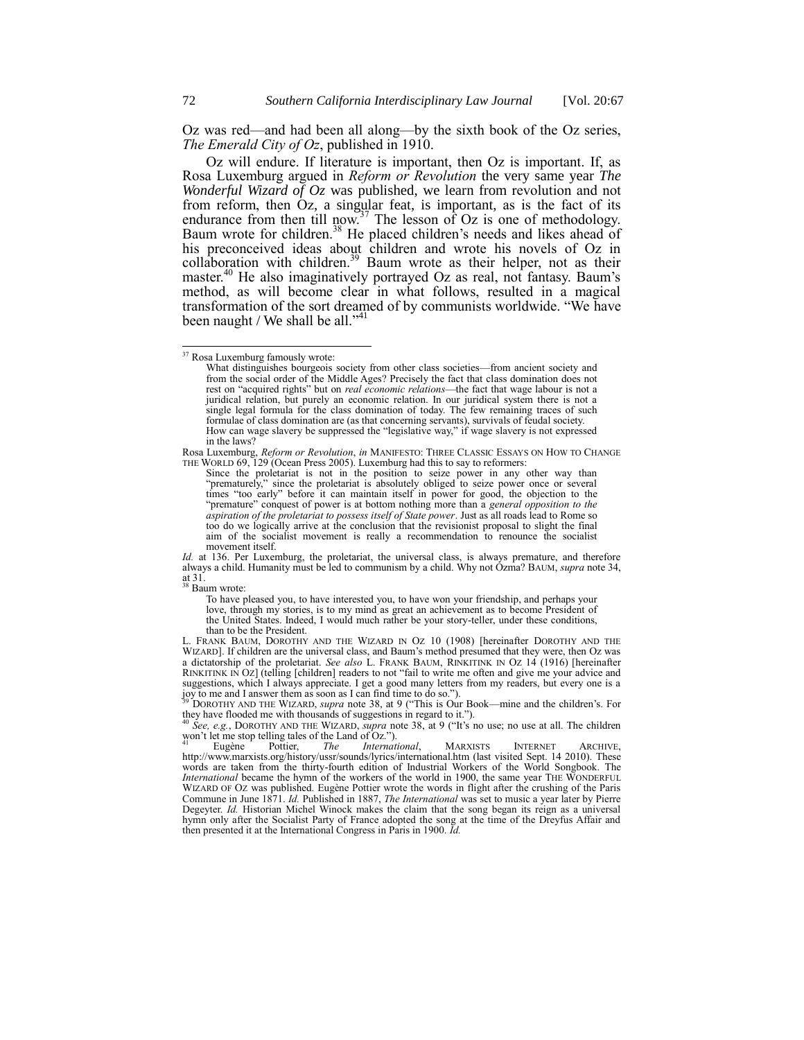Oz was red—and had been all along—by the sixth book of the Oz series, *The Emerald City of Oz*, published in 1910.

Oz will endure. If literature is important, then Oz is important. If, as Rosa Luxemburg argued in *Reform or Revolution* the very same year *The Wonderful Wizard of Oz* was published, we learn from revolution and not from reform, then Oz, a singular feat, is important, as is the fact of its endurance from then till now.[37] The lesson of Oz is one of methodology. Baum wrote for children.[38] He placed children's needs and likes ahead of his preconceived ideas about children and wrote his novels of Oz in collaboration with children.[39] Baum wrote as their helper, not as their master.[40] He also imaginatively portrayed Oz as real, not fantasy. Baum's method, as will become clear in what follows, resulted in a magical transformation of the sort dreamed of by communists worldwide. "We have been naught / We shall be all."[41]

---

[37] Rosa Luxemburg famously wrote:

> What distinguishes bourgeois society from other class societies—from ancient society and from the social order of the Middle Ages? Precisely the fact that class domination does not rest on "acquired rights" but on *real economic relations*—the fact that wage labour is not a juridical relation, but purely an economic relation. In our juridical system there is not a single legal formula for the class domination of today. The few remaining traces of such formulae of class domination are (as that concerning servants), survivals of feudal society.
> How can wage slavery be suppressed the "legislative way," if wage slavery is not expressed in the laws?

Rosa Luxemburg, *Reform or Revolution*, *in* MANIFESTO: THREE CLASSIC ESSAYS ON HOW TO CHANGE THE WORLD 69, 129 (Ocean Press 2005). Luxemburg had this to say to reformers:

> Since the proletariat is not in the position to seize power in any other way than "prematurely," since the proletariat is absolutely obliged to seize power once or several times "too early" before it can maintain itself in power for good, the objection to the "premature" conquest of power is at bottom nothing more than a *general opposition to the aspiration of the proletariat to possess itself of State power*. Just as all roads lead to Rome so too do we logically arrive at the conclusion that the revisionist proposal to slight the final aim of the socialist movement is really a recommendation to renounce the socialist movement itself.

*Id.* at 136. Per Luxemburg, the proletariat, the universal class, is always premature, and therefore always a child. Humanity must be led to communism by a child. Why not Ozma? BAUM, *supra* note 34, at 31.

[38] Baum wrote:

> To have pleased you, to have interested you, to have won your friendship, and perhaps your love, through my stories, is to my mind as great an achievement as to become President of the United States. Indeed, I would much rather be your story-teller, under these conditions, than to be the President.

L. FRANK BAUM, DOROTHY AND THE WIZARD IN OZ 10 (1908) [hereinafter DOROTHY AND THE WIZARD]. If children are the universal class, and Baum's method presumed that they were, then Oz was a dictatorship of the proletariat. *See also* L. FRANK BAUM, RINKITINK IN OZ 14 (1916) [hereinafter RINKITINK IN OZ] (telling [children] readers to not "fail to write me often and give me your advice and suggestions, which I always appreciate. I get a good many letters from my readers, but every one is a joy to me and I answer them as soon as I can find time to do so.").

[39] DOROTHY AND THE WIZARD, *supra* note 38, at 9 ("This is Our Book—mine and the children's. For they have flooded me with thousands of suggestions in regard to it.").

[40] *See, e.g.*, DOROTHY AND THE WIZARD, *supra* note 38, at 9 ("It's no use; no use at all. The children won't let me stop telling tales of the Land of Oz.").

[41] Eugène Pottier, *The International*, MARXISTS INTERNET ARCHIVE, http://www.marxists.org/history/ussr/sounds/lyrics/international.htm (last visited Sept. 14 2010). These words are taken from the thirty-fourth edition of Industrial Workers of the World Songbook. The *International* became the hymn of the workers of the world in 1900, the same year THE WONDERFUL WIZARD OF OZ was published. Eugène Pottier wrote the words in flight after the crushing of the Paris Commune in June 1871. *Id.* Published in 1887, *The International* was set to music a year later by Pierre Degeyter. *Id.* Historian Michel Winock makes the claim that the song began its reign as a universal hymn only after the Socialist Party of France adopted the song at the time of the Dreyfus Affair and then presented it at the International Congress in Paris in 1900. *Id.*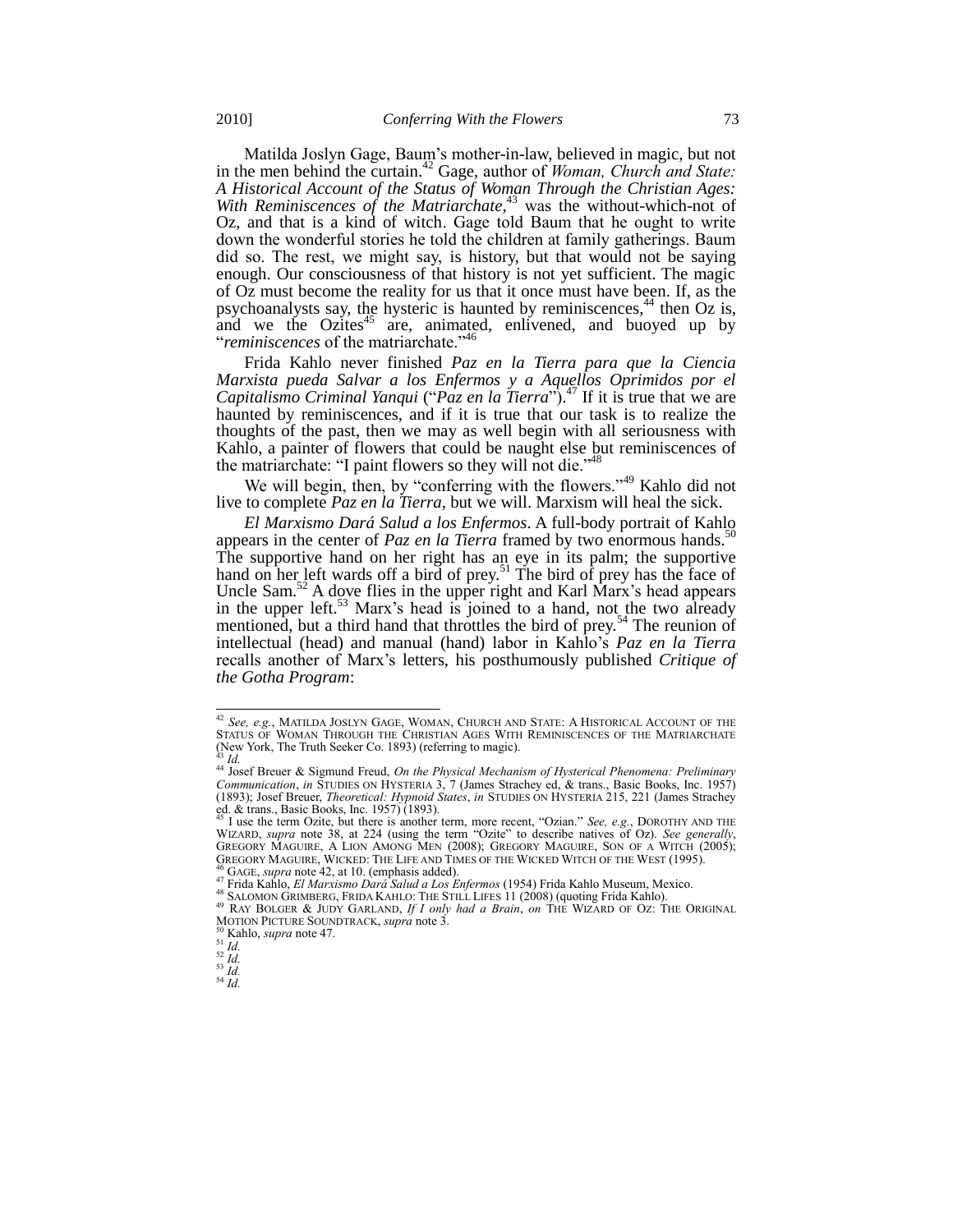Matilda Joslyn Gage, Baum's mother-in-law, believed in magic, but not in the men behind the curtain.[42] Gage, author of *Woman, Church and State: A Historical Account of the Status of Woman Through the Christian Ages: With Reminiscences of the Matriarchate*,[43] was the without-which-not of Oz, and that is a kind of witch. Gage told Baum that he ought to write down the wonderful stories he told the children at family gatherings. Baum did so. The rest, we might say, is history, but that would not be saying enough. Our consciousness of that history is not yet sufficient. The magic of Oz must become the reality for us that it once must have been. If, as the psychoanalysts say, the hysteric is haunted by reminiscences,[44] then Oz is, and we the Ozites[45] are, animated, enlivened, and buoyed up by "*reminiscences* of the matriarchate."[46]

Frida Kahlo never finished *Paz en la Tierra para que la Ciencia Marxista pueda Salvar a los Enfermos y a Aquellos Oprimidos por el Capitalismo Criminal Yanqui* ("*Paz en la Tierra*").[47] If it is true that we are haunted by reminiscences, and if it is true that our task is to realize the thoughts of the past, then we may as well begin with all seriousness with Kahlo, a painter of flowers that could be naught else but reminiscences of the matriarchate: "I paint flowers so they will not die."[48]

We will begin, then, by "conferring with the flowers."[49] Kahlo did not live to complete *Paz en la Tierra*, but we will. Marxism will heal the sick.

*El Marxismo Dará Salud a los Enfermos*. A full-body portrait of Kahlo appears in the center of *Paz en la Tierra* framed by two enormous hands.[50] The supportive hand on her right has an eye in its palm; the supportive hand on her left wards off a bird of prey.[51] The bird of prey has the face of Uncle Sam.[52] A dove flies in the upper right and Karl Marx's head appears in the upper left.[53] Marx's head is joined to a hand, not the two already mentioned, but a third hand that throttles the bird of prey.[54] The reunion of intellectual (head) and manual (hand) labor in Kahlo's *Paz en la Tierra* recalls another of Marx's letters, his posthumously published *Critique of the Gotha Program*:

---

[42] *See, e.g.*, MATILDA JOSLYN GAGE, WOMAN, CHURCH AND STATE: A HISTORICAL ACCOUNT OF THE STATUS OF WOMAN THROUGH THE CHRISTIAN AGES WITH REMINISCENCES OF THE MATRIARCHATE (New York, The Truth Seeker Co. 1893) (referring to magic).

[43] *Id.*

[44] Josef Breuer & Sigmund Freud, *On the Physical Mechanism of Hysterical Phenomena: Preliminary Communication*, *in* STUDIES ON HYSTERIA 3, 7 (James Strachey ed, & trans., Basic Books, Inc. 1957) (1893); Josef Breuer, *Theoretical: Hypnoid States*, *in* STUDIES ON HYSTERIA 215, 221 (James Strachey ed. & trans., Basic Books, Inc. 1957) (1893).

[45] I use the term Ozite, but there is another term, more recent, "Ozian." *See, e.g.*, DOROTHY AND THE WIZARD, *supra* note 38, at 224 (using the term "Ozite" to describe natives of Oz). *See generally*, GREGORY MAGUIRE, A LION AMONG MEN (2008); GREGORY MAGUIRE, SON OF A WITCH (2005); GREGORY MAGUIRE, WICKED: THE LIFE AND TIMES OF THE WICKED WITCH OF THE WEST (1995).

[46] GAGE, *supra* note 42, at 10. (emphasis added).

[47] Frida Kahlo, *El Marxismo Dará Salud a Los Enfermos* (1954) Frida Kahlo Museum, Mexico.

[48] SALOMON GRIMBERG, FRIDA KAHLO: THE STILL LIFES 11 (2008) (quoting Frida Kahlo).

[49] RAY BOLGER & JUDY GARLAND, *If I only had a Brain*, *on* THE WIZARD OF OZ: THE ORIGINAL MOTION PICTURE SOUNDTRACK, *supra* note 3.

[50] Kahlo, *supra* note 47.

[51] *Id.*

[52] *Id.*

[53] *Id.*

[54] *Id.*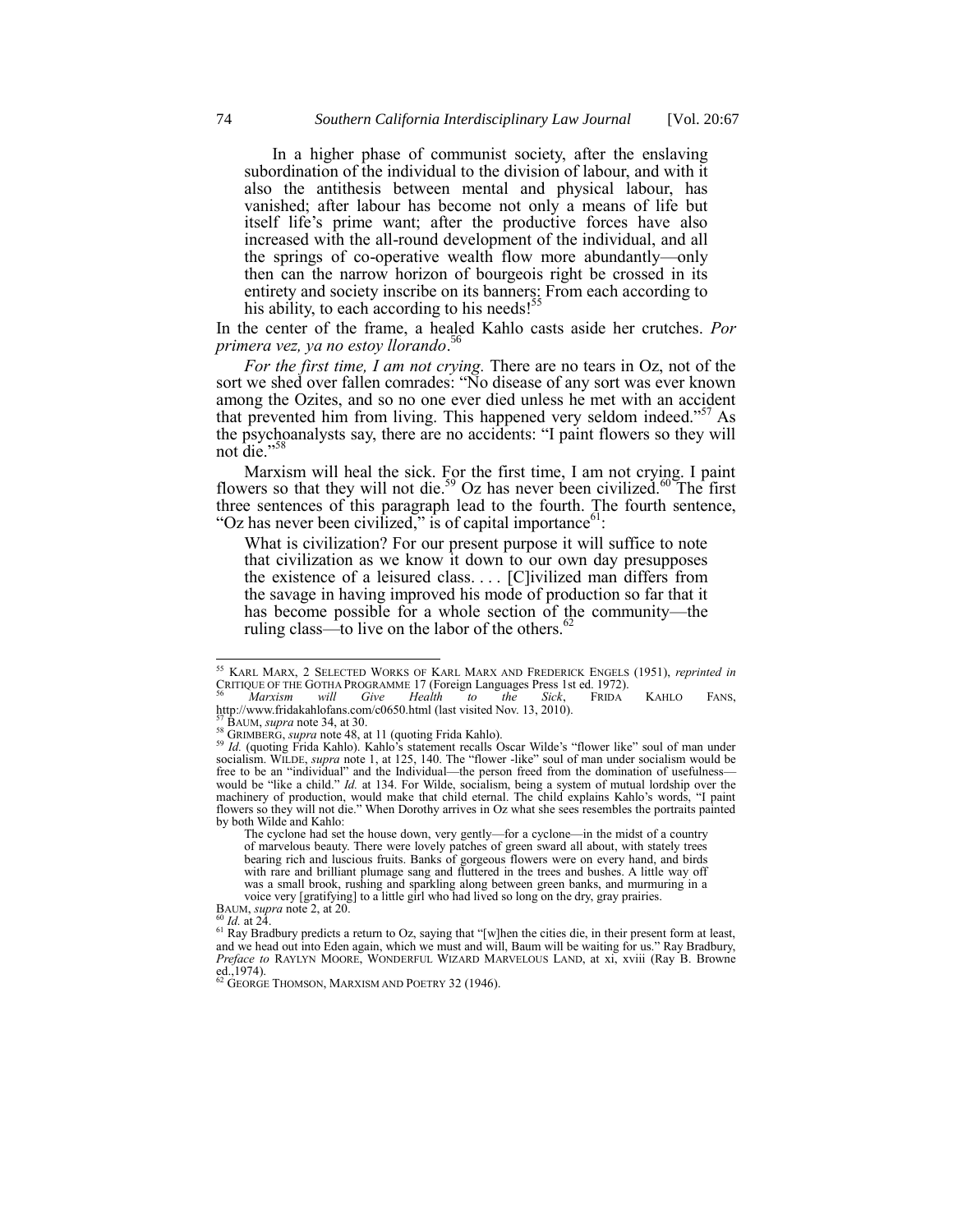> In a higher phase of communist society, after the enslaving subordination of the individual to the division of labour, and with it also the antithesis between mental and physical labour, has vanished; after labour has become not only a means of life but itself life's prime want; after the productive forces have also increased with the all-round development of the individual, and all the springs of co-operative wealth flow more abundantly—only then can the narrow horizon of bourgeois right be crossed in its entirety and society inscribe on its banners: From each according to his ability, to each according to his needs![55]

In the center of the frame, a healed Kahlo casts aside her crutches. *Por primera vez, ya no estoy llorando*.[56]

*For the first time, I am not crying.* There are no tears in Oz, not of the sort we shed over fallen comrades: "No disease of any sort was ever known among the Ozites, and so no one ever died unless he met with an accident that prevented him from living. This happened very seldom indeed."[57] As the psychoanalysts say, there are no accidents: "I paint flowers so they will not die."[58]

Marxism will heal the sick. For the first time, I am not crying. I paint flowers so that they will not die.[59] Oz has never been civilized.[60] The first three sentences of this paragraph lead to the fourth. The fourth sentence, "Oz has never been civilized," is of capital importance[61]:

> What is civilization? For our present purpose it will suffice to note that civilization as we know it down to our own day presupposes the existence of a leisured class. . . . [C]ivilized man differs from the savage in having improved his mode of production so far that it has become possible for a whole section of the community—the ruling class—to live on the labor of the others.[62]

---

[55] KARL MARX, 2 SELECTED WORKS OF KARL MARX AND FREDERICK ENGELS (1951), *reprinted in* CRITIQUE OF THE GOTHA PROGRAMME 17 (Foreign Languages Press 1st ed. 1972).

[56] *Marxism will Give Health to the Sick*, FRIDA KAHLO FANS, http://www.fridakahlofans.com/c0650.html (last visited Nov. 13, 2010).

[57] BAUM, *supra* note 34, at 30.

[58] GRIMBERG, *supra* note 48, at 11 (quoting Frida Kahlo).

[59] *Id.* (quoting Frida Kahlo). Kahlo's statement recalls Oscar Wilde's "flower like" soul of man under socialism. WILDE, *supra* note 1, at 125, 140. The "flower -like" soul of man under socialism would be free to be an "individual" and the Individual—the person freed from the domination of usefulness—would be "like a child." *Id.* at 134. For Wilde, socialism, being a system of mutual lordship over the machinery of production, would make that child eternal. The child explains Kahlo's words, "I paint flowers so they will not die." When Dorothy arrives in Oz what she sees resembles the portraits painted by both Wilde and Kahlo:

> The cyclone had set the house down, very gently—for a cyclone—in the midst of a country of marvelous beauty. There were lovely patches of green sward all about, with stately trees bearing rich and luscious fruits. Banks of gorgeous flowers were on every hand, and birds with rare and brilliant plumage sang and fluttered in the trees and bushes. A little way off was a small brook, rushing and sparkling along between green banks, and murmuring in a voice very [gratifying] to a little girl who had lived so long on the dry, gray prairies.

BAUM, *supra* note 2, at 20.

[60] *Id.* at 24.

[61] Ray Bradbury predicts a return to Oz, saying that "[w]hen the cities die, in their present form at least, and we head out into Eden again, which we must and will, Baum will be waiting for us." Ray Bradbury, *Preface to* RAYLYN MOORE, WONDERFUL WIZARD MARVELOUS LAND, at xi, xviii (Ray B. Browne ed.,1974).

[62] GEORGE THOMSON, MARXISM AND POETRY 32 (1946).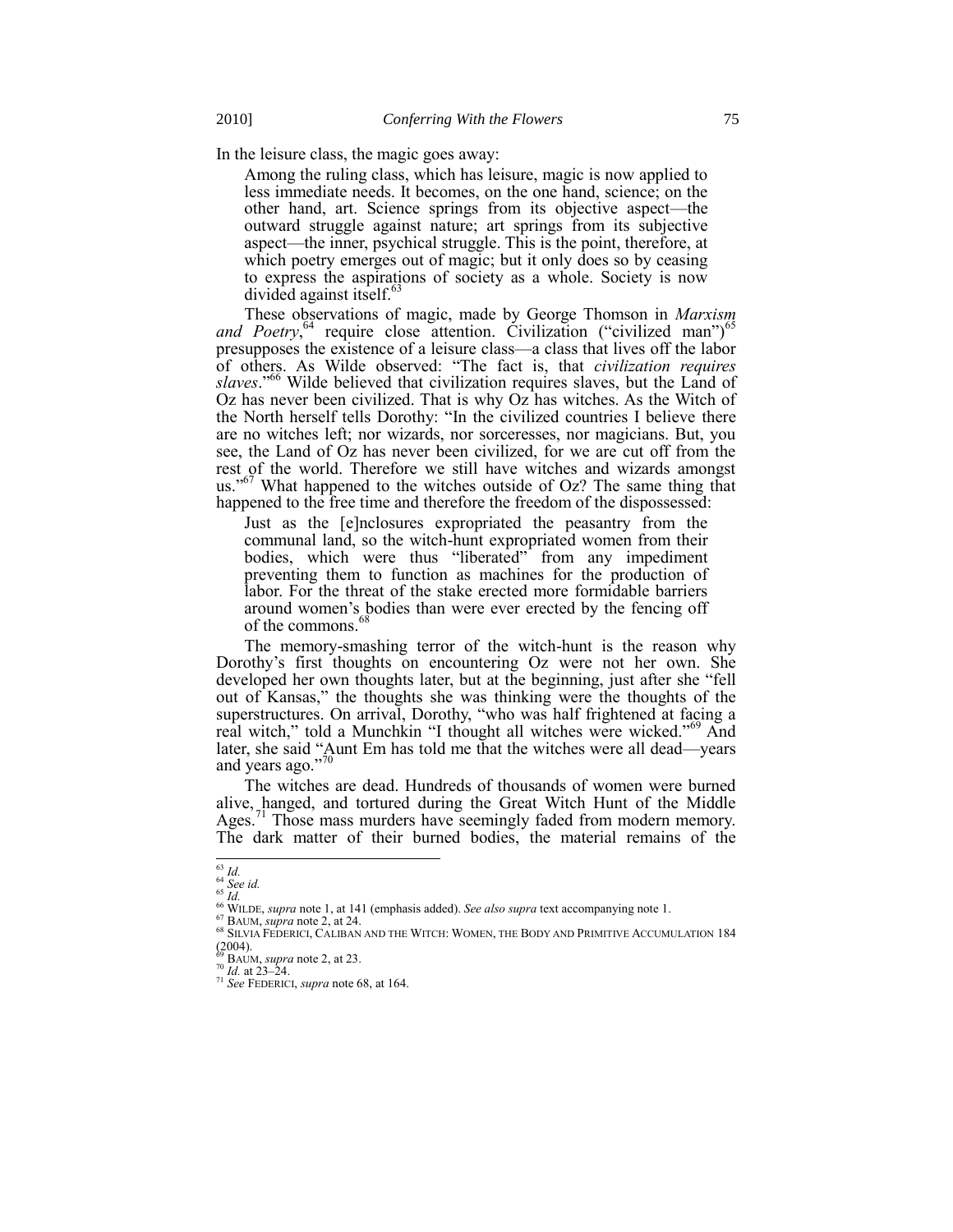In the leisure class, the magic goes away:

> Among the ruling class, which has leisure, magic is now applied to less immediate needs. It becomes, on the one hand, science; on the other hand, art. Science springs from its objective aspect—the outward struggle against nature; art springs from its subjective aspect—the inner, psychical struggle. This is the point, therefore, at which poetry emerges out of magic; but it only does so by ceasing to express the aspirations of society as a whole. Society is now divided against itself.[63]

These observations of magic, made by George Thomson in *Marxism and Poetry*,[64] require close attention. Civilization ("civilized man")[65] presupposes the existence of a leisure class—a class that lives off the labor of others. As Wilde observed: "The fact is, that *civilization requires slaves*."[66] Wilde believed that civilization requires slaves, but the Land of Oz has never been civilized. That is why Oz has witches. As the Witch of the North herself tells Dorothy: "In the civilized countries I believe there are no witches left; nor wizards, nor sorceresses, nor magicians. But, you see, the Land of Oz has never been civilized, for we are cut off from the rest of the world. Therefore we still have witches and wizards amongst us."[67] What happened to the witches outside of Oz? The same thing that happened to the free time and therefore the freedom of the dispossessed:

> Just as the [e]nclosures expropriated the peasantry from the communal land, so the witch-hunt expropriated women from their bodies, which were thus "liberated" from any impediment preventing them to function as machines for the production of labor. For the threat of the stake erected more formidable barriers around women's bodies than were ever erected by the fencing off of the commons.[68]

The memory-smashing terror of the witch-hunt is the reason why Dorothy's first thoughts on encountering Oz were not her own. She developed her own thoughts later, but at the beginning, just after she "fell out of Kansas," the thoughts she was thinking were the thoughts of the superstructures. On arrival, Dorothy, "who was half frightened at facing a real witch," told a Munchkin "I thought all witches were wicked."[69] And later, she said "Aunt Em has told me that the witches were all dead—years and years ago."[70]

The witches are dead. Hundreds of thousands of women were burned alive, hanged, and tortured during the Great Witch Hunt of the Middle Ages.[71] Those mass murders have seemingly faded from modern memory. The dark matter of their burned bodies, the material remains of the

---

[63] *Id.*
[64] *See id.*
[65] *Id.*
[66] WILDE, *supra* note 1, at 141 (emphasis added). *See also supra* text accompanying note 1.
[67] BAUM, *supra* note 2, at 24.
[68] SILVIA FEDERICI, CALIBAN AND THE WITCH: WOMEN, THE BODY AND PRIMITIVE ACCUMULATION 184 (2004).
[69] BAUM, *supra* note 2, at 23.
[70] *Id.* at 23–24.
[71] *See* FEDERICI, *supra* note 68, at 164.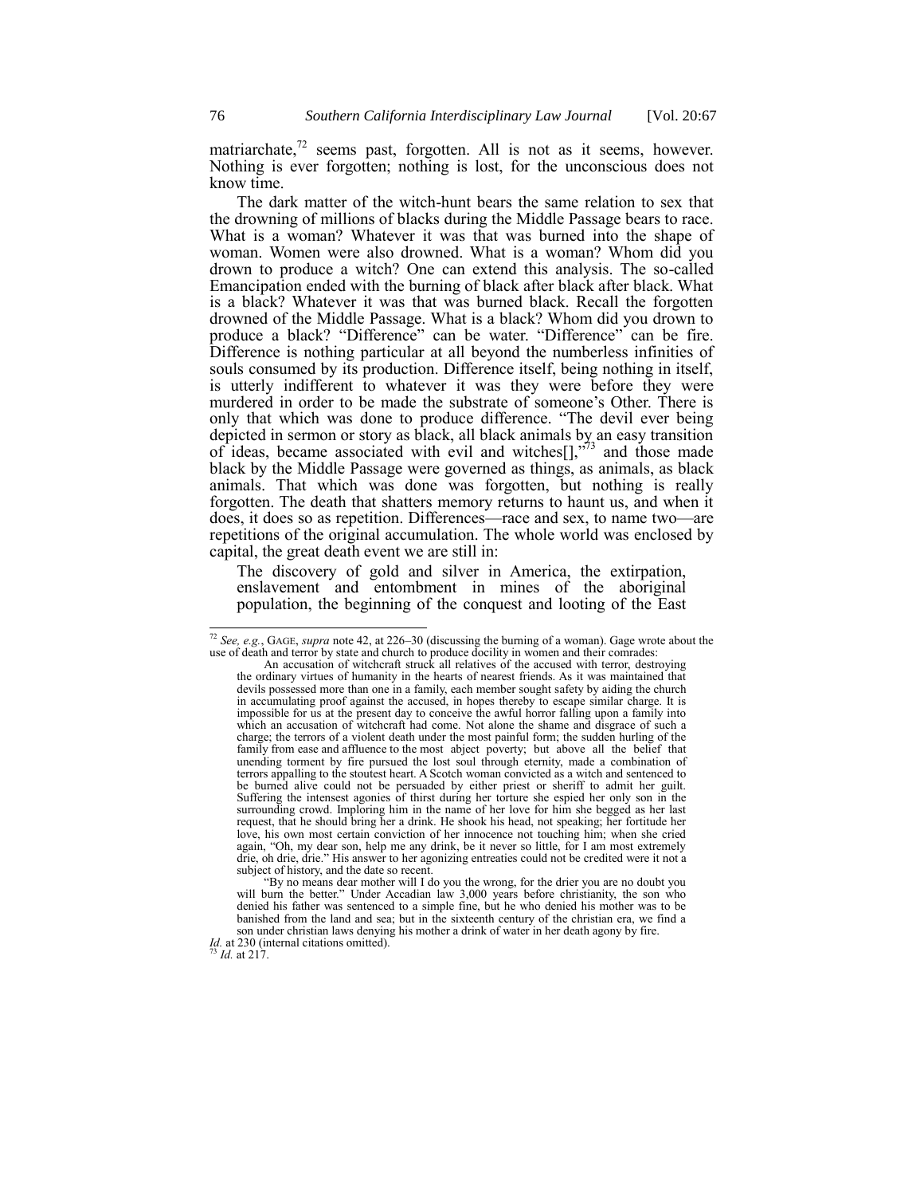matriarchate,[72] seems past, forgotten. All is not as it seems, however. Nothing is ever forgotten; nothing is lost, for the unconscious does not know time.

The dark matter of the witch-hunt bears the same relation to sex that the drowning of millions of blacks during the Middle Passage bears to race. What is a woman? Whatever it was that was burned into the shape of woman. Women were also drowned. What is a woman? Whom did you drown to produce a witch? One can extend this analysis. The so-called Emancipation ended with the burning of black after black after black. What is a black? Whatever it was that was burned black. Recall the forgotten drowned of the Middle Passage. What is a black? Whom did you drown to produce a black? "Difference" can be water. "Difference" can be fire. Difference is nothing particular at all beyond the numberless infinities of souls consumed by its production. Difference itself, being nothing in itself, is utterly indifferent to whatever it was they were before they were murdered in order to be made the substrate of someone's Other. There is only that which was done to produce difference. "The devil ever being depicted in sermon or story as black, all black animals by an easy transition of ideas, became associated with evil and witches[],"[73] and those made black by the Middle Passage were governed as things, as animals, as black animals. That which was done was forgotten, but nothing is really forgotten. The death that shatters memory returns to haunt us, and when it does, it does so as repetition. Differences—race and sex, to name two—are repetitions of the original accumulation. The whole world was enclosed by capital, the great death event we are still in:

> The discovery of gold and silver in America, the extirpation, enslavement and entombment in mines of the aboriginal population, the beginning of the conquest and looting of the East

---

[72] *See, e.g.*, GAGE, *supra* note 42, at 226–30 (discussing the burning of a woman). Gage wrote about the use of death and terror by state and church to produce docility in women and their comrades:

> An accusation of witchcraft struck all relatives of the accused with terror, destroying the ordinary virtues of humanity in the hearts of nearest friends. As it was maintained that devils possessed more than one in a family, each member sought safety by aiding the church in accumulating proof against the accused, in hopes thereby to escape similar charge. It is impossible for us at the present day to conceive the awful horror falling upon a family into which an accusation of witchcraft had come. Not alone the shame and disgrace of such a charge; the terrors of a violent death under the most painful form; the sudden hurling of the family from ease and affluence to the most abject poverty; but above all the belief that unending torment by fire pursued the lost soul through eternity, made a combination of terrors appalling to the stoutest heart. A Scotch woman convicted as a witch and sentenced to be burned alive could not be persuaded by either priest or sheriff to admit her guilt. Suffering the intensest agonies of thirst during her torture she espied her only son in the surrounding crowd. Imploring him in the name of her love for him she begged as her last request, that he should bring her a drink. He shook his head, not speaking; her fortitude her love, his own most certain conviction of her innocence not touching him; when she cried again, "Oh, my dear son, help me any drink, be it never so little, for I am most extremely drie, oh drie, drie." His answer to her agonizing entreaties could not be credited were it not a subject of history, and the date so recent.
>
> "By no means dear mother will I do you the wrong, for the drier you are no doubt you will burn the better." Under Accadian law 3,000 years before christianity, the son who denied his father was sentenced to a simple fine, but he who denied his mother was to be banished from the land and sea; but in the sixteenth century of the christian era, we find a son under christian laws denying his mother a drink of water in her death agony by fire.

*Id.* at 230 (internal citations omitted).

[73] *Id.* at 217.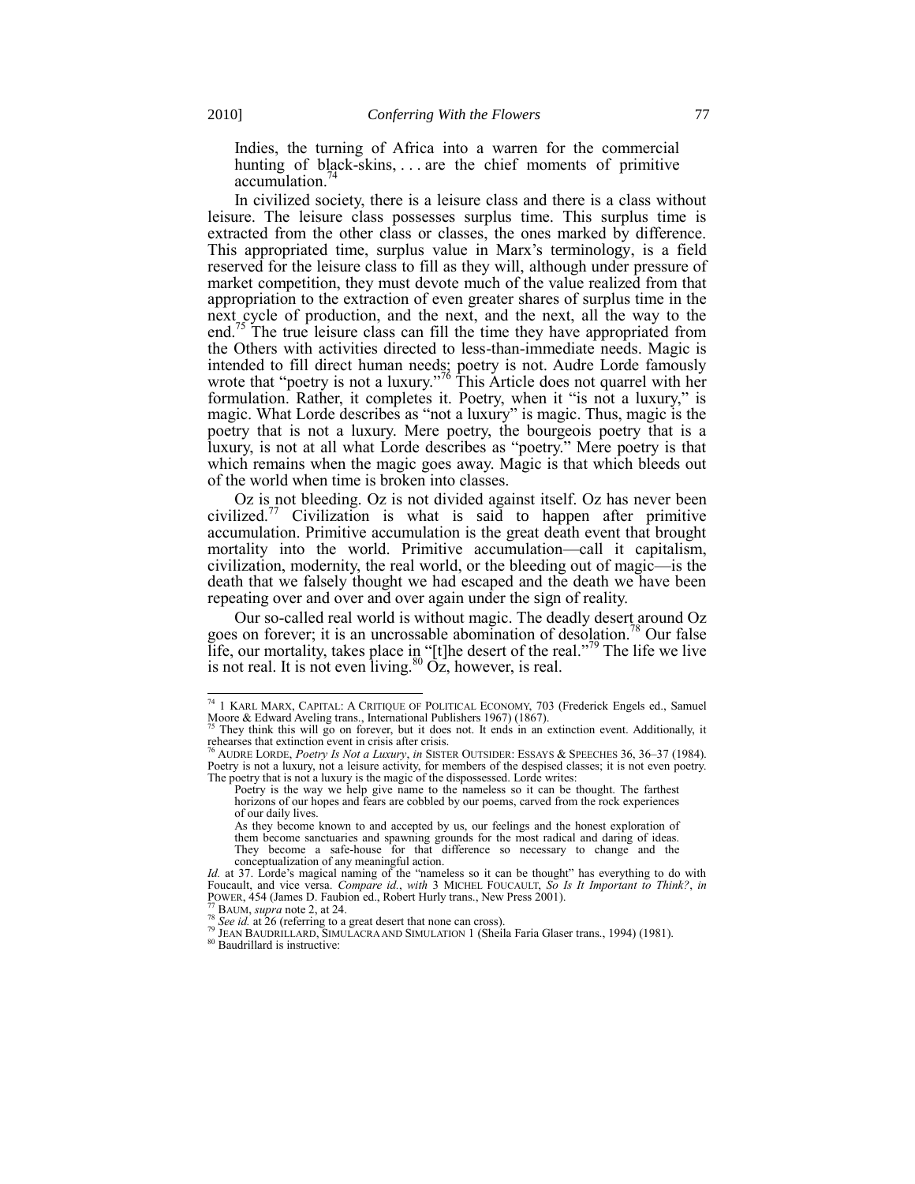Indies, the turning of Africa into a warren for the commercial hunting of black-skins, . . . are the chief moments of primitive accumulation.[74]

In civilized society, there is a leisure class and there is a class without leisure. The leisure class possesses surplus time. This surplus time is extracted from the other class or classes, the ones marked by difference. This appropriated time, surplus value in Marx's terminology, is a field reserved for the leisure class to fill as they will, although under pressure of market competition, they must devote much of the value realized from that appropriation to the extraction of even greater shares of surplus time in the next cycle of production, and the next, and the next, all the way to the end.[75] The true leisure class can fill the time they have appropriated from the Others with activities directed to less-than-immediate needs. Magic is intended to fill direct human needs; poetry is not. Audre Lorde famously wrote that "poetry is not a luxury."[76] This Article does not quarrel with her formulation. Rather, it completes it. Poetry, when it "is not a luxury," is magic. What Lorde describes as "not a luxury" is magic. Thus, magic is the poetry that is not a luxury. Mere poetry, the bourgeois poetry that is a luxury, is not at all what Lorde describes as "poetry." Mere poetry is that which remains when the magic goes away. Magic is that which bleeds out of the world when time is broken into classes.

Oz is not bleeding. Oz is not divided against itself. Oz has never been civilized.[77] Civilization is what is said to happen after primitive accumulation. Primitive accumulation is the great death event that brought mortality into the world. Primitive accumulation—call it capitalism, civilization, modernity, the real world, or the bleeding out of magic—is the death that we falsely thought we had escaped and the death we have been repeating over and over and over again under the sign of reality.

Our so-called real world is without magic. The deadly desert around Oz goes on forever; it is an uncrossable abomination of desolation.[78] Our false life, our mortality, takes place in "[t]he desert of the real."[79] The life we live is not real. It is not even living.[80] Oz, however, is real.

---

[74] 1 KARL MARX, CAPITAL: A CRITIQUE OF POLITICAL ECONOMY, 703 (Frederick Engels ed., Samuel Moore & Edward Aveling trans., International Publishers 1967) (1867).

[75] They think this will go on forever, but it does not. It ends in an extinction event. Additionally, it rehearses that extinction event in crisis after crisis.

[76] AUDRE LORDE, *Poetry Is Not a Luxury*, *in* SISTER OUTSIDER: ESSAYS & SPEECHES 36, 36–37 (1984). Poetry is not a luxury, not a leisure activity, for members of the despised classes; it is not even poetry. The poetry that is not a luxury is the magic of the dispossessed. Lorde writes:

> Poetry is the way we help give name to the nameless so it can be thought. The farthest horizons of our hopes and fears are cobbled by our poems, carved from the rock experiences of our daily lives.
>
> As they become known to and accepted by us, our feelings and the honest exploration of them become sanctuaries and spawning grounds for the most radical and daring of ideas. They become a safe-house for that difference so necessary to change and the conceptualization of any meaningful action.

*Id.* at 37. Lorde's magical naming of the "nameless so it can be thought" has everything to do with Foucault, and vice versa. *Compare id.*, *with* 3 MICHEL FOUCAULT, *So Is It Important to Think?*, *in* POWER, 454 (James D. Faubion ed., Robert Hurly trans., New Press 2001).

[77] BAUM, *supra* note 2, at 24.

[78] *See id.* at 26 (referring to a great desert that none can cross).

[79] JEAN BAUDRILLARD, SIMULACRA AND SIMULATION 1 (Sheila Faria Glaser trans., 1994) (1981).

[80] Baudrillard is instructive: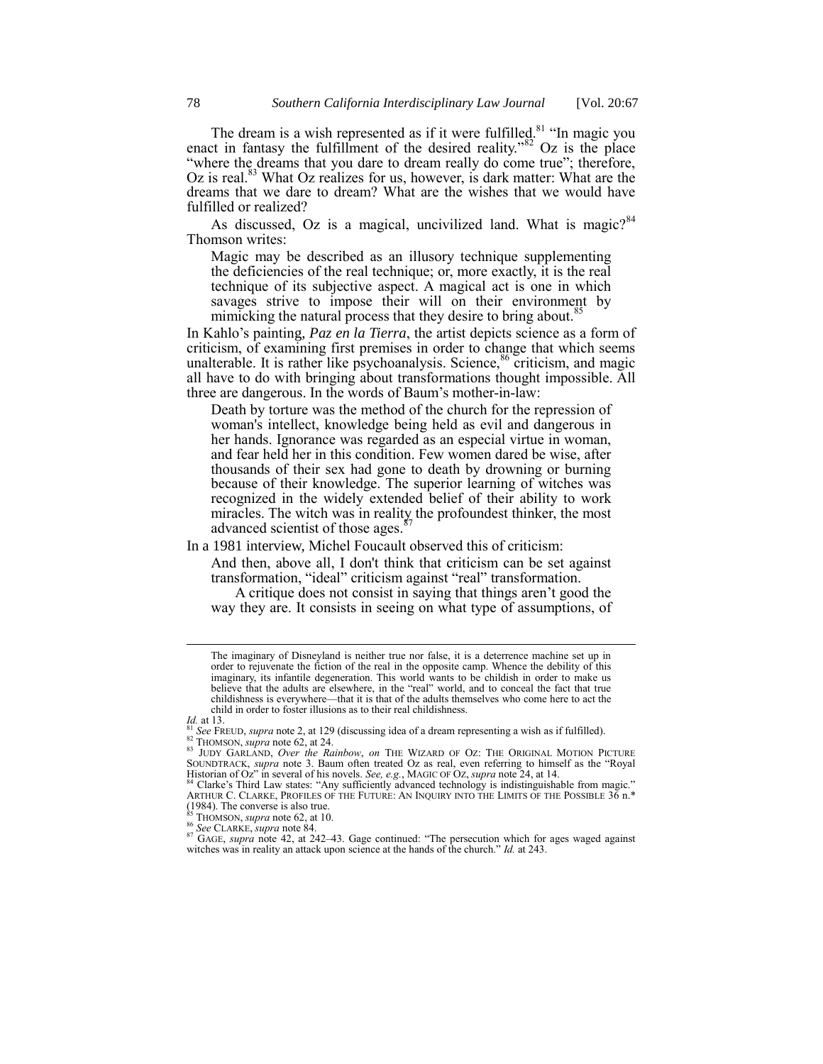The dream is a wish represented as if it were fulfilled.[81] "In magic you enact in fantasy the fulfillment of the desired reality."[82] Oz is the place "where the dreams that you dare to dream really do come true"; therefore, Oz is real.[83] What Oz realizes for us, however, is dark matter: What are the dreams that we dare to dream? What are the wishes that we would have fulfilled or realized?

As discussed, Oz is a magical, uncivilized land. What is magic?[84] Thomson writes:

> Magic may be described as an illusory technique supplementing the deficiencies of the real technique; or, more exactly, it is the real technique of its subjective aspect. A magical act is one in which savages strive to impose their will on their environment by mimicking the natural process that they desire to bring about.[85]

In Kahlo's painting, *Paz en la Tierra*, the artist depicts science as a form of criticism, of examining first premises in order to change that which seems unalterable. It is rather like psychoanalysis. Science,[86] criticism, and magic all have to do with bringing about transformations thought impossible. All three are dangerous. In the words of Baum's mother-in-law:

> Death by torture was the method of the church for the repression of woman's intellect, knowledge being held as evil and dangerous in her hands. Ignorance was regarded as an especial virtue in woman, and fear held her in this condition. Few women dared be wise, after thousands of their sex had gone to death by drowning or burning because of their knowledge. The superior learning of witches was recognized in the widely extended belief of their ability to work miracles. The witch was in reality the profoundest thinker, the most advanced scientist of those ages.[87]

In a 1981 interview, Michel Foucault observed this of criticism:

> And then, above all, I don't think that criticism can be set against transformation, "ideal" criticism against "real" transformation.
>
> A critique does not consist in saying that things aren't good the way they are. It consists in seeing on what type of assumptions, of

---

> The imaginary of Disneyland is neither true nor false, it is a deterrence machine set up in order to rejuvenate the fiction of the real in the opposite camp. Whence the debility of this imaginary, its infantile degeneration. This world wants to be childish in order to make us believe that the adults are elsewhere, in the "real" world, and to conceal the fact that true childishness is everywhere—that it is that of the adults themselves who come here to act the child in order to foster illusions as to their real childishness.

*Id.* at 13.

[81] *See* FREUD, *supra* note 2, at 129 (discussing idea of a dream representing a wish as if fulfilled).

[82] THOMSON, *supra* note 62, at 24.

[83] JUDY GARLAND, *Over the Rainbow*, *on* THE WIZARD OF OZ: THE ORIGINAL MOTION PICTURE SOUNDTRACK, *supra* note 3. Baum often treated Oz as real, even referring to himself as the "Royal Historian of Oz" in several of his novels. *See, e.g.*, MAGIC OF OZ, *supra* note 24, at 14.

[84] Clarke's Third Law states: "Any sufficiently advanced technology is indistinguishable from magic." ARTHUR C. CLARKE, PROFILES OF THE FUTURE: AN INQUIRY INTO THE LIMITS OF THE POSSIBLE 36 n.* (1984). The converse is also true.

[85] THOMSON, *supra* note 62, at 10.

[86] *See* CLARKE, *supra* note 84.

[87] GAGE, *supra* note 42, at 242–43. Gage continued: "The persecution which for ages waged against witches was in reality an attack upon science at the hands of the church." *Id.* at 243.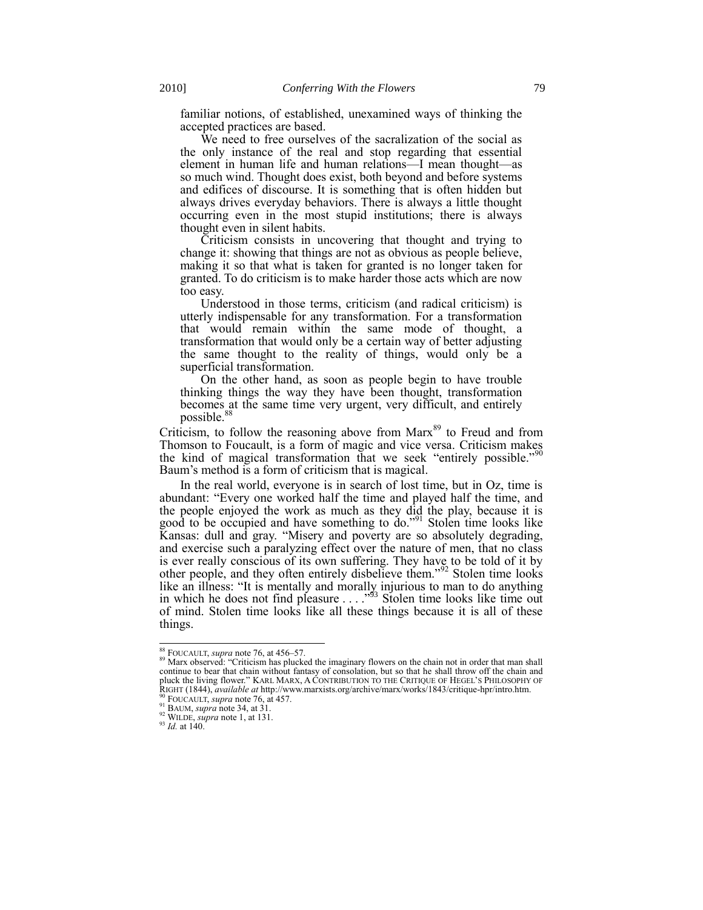> familiar notions, of established, unexamined ways of thinking the accepted practices are based.
>
> We need to free ourselves of the sacralization of the social as the only instance of the real and stop regarding that essential element in human life and human relations—I mean thought—as so much wind. Thought does exist, both beyond and before systems and edifices of discourse. It is something that is often hidden but always drives everyday behaviors. There is always a little thought occurring even in the most stupid institutions; there is always thought even in silent habits.
>
> Criticism consists in uncovering that thought and trying to change it: showing that things are not as obvious as people believe, making it so that what is taken for granted is no longer taken for granted. To do criticism is to make harder those acts which are now too easy.
>
> Understood in those terms, criticism (and radical criticism) is utterly indispensable for any transformation. For a transformation that would remain within the same mode of thought, a transformation that would only be a certain way of better adjusting the same thought to the reality of things, would only be a superficial transformation.
>
> On the other hand, as soon as people begin to have trouble thinking things the way they have been thought, transformation becomes at the same time very urgent, very difficult, and entirely possible.[88]

Criticism, to follow the reasoning above from Marx[89] to Freud and from Thomson to Foucault, is a form of magic and vice versa. Criticism makes the kind of magical transformation that we seek "entirely possible."[90] Baum's method is a form of criticism that is magical.

In the real world, everyone is in search of lost time, but in Oz, time is abundant: "Every one worked half the time and played half the time, and the people enjoyed the work as much as they did the play, because it is good to be occupied and have something to do."[91] Stolen time looks like Kansas: dull and gray. "Misery and poverty are so absolutely degrading, and exercise such a paralyzing effect over the nature of men, that no class is ever really conscious of its own suffering. They have to be told of it by other people, and they often entirely disbelieve them."[92] Stolen time looks like an illness: "It is mentally and morally injurious to man to do anything in which he does not find pleasure . . . ."[93] Stolen time looks like time out of mind. Stolen time looks like all these things because it is all of these things.

---

[88] FOUCAULT, *supra* note 76, at 456–57.

[89] Marx observed: "Criticism has plucked the imaginary flowers on the chain not in order that man shall continue to bear that chain without fantasy of consolation, but so that he shall throw off the chain and pluck the living flower." KARL MARX, A CONTRIBUTION TO THE CRITIQUE OF HEGEL'S PHILOSOPHY OF RIGHT (1844), *available at* http://www.marxists.org/archive/marx/works/1843/critique-hpr/intro.htm.

[90] FOUCAULT, *supra* note 76, at 457.

[91] BAUM, *supra* note 34, at 31.

[92] WILDE, *supra* note 1, at 131.

[93] *Id.* at 140.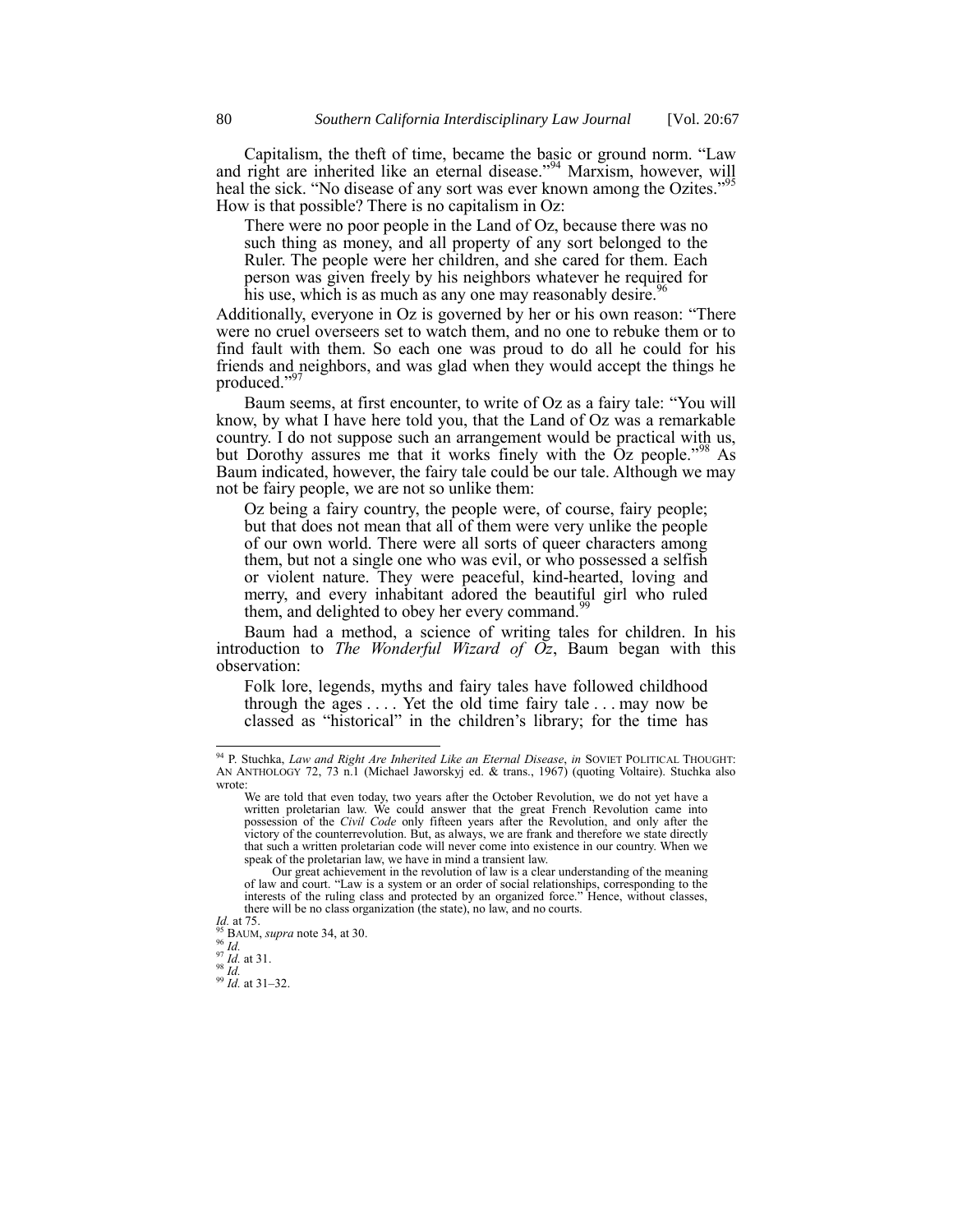Capitalism, the theft of time, became the basic or ground norm. "Law and right are inherited like an eternal disease."[94] Marxism, however, will heal the sick. "No disease of any sort was ever known among the Ozites."[95] How is that possible? There is no capitalism in Oz:

> There were no poor people in the Land of Oz, because there was no such thing as money, and all property of any sort belonged to the Ruler. The people were her children, and she cared for them. Each person was given freely by his neighbors whatever he required for his use, which is as much as any one may reasonably desire.[96]

Additionally, everyone in Oz is governed by her or his own reason: "There were no cruel overseers set to watch them, and no one to rebuke them or to find fault with them. So each one was proud to do all he could for his friends and neighbors, and was glad when they would accept the things he produced."[97]

Baum seems, at first encounter, to write of Oz as a fairy tale: "You will know, by what I have here told you, that the Land of Oz was a remarkable country. I do not suppose such an arrangement would be practical with us, but Dorothy assures me that it works finely with the Oz people."[98] As Baum indicated, however, the fairy tale could be our tale. Although we may not be fairy people, we are not so unlike them:

> Oz being a fairy country, the people were, of course, fairy people; but that does not mean that all of them were very unlike the people of our own world. There were all sorts of queer characters among them, but not a single one who was evil, or who possessed a selfish or violent nature. They were peaceful, kind-hearted, loving and merry, and every inhabitant adored the beautiful girl who ruled them, and delighted to obey her every command.[99]

Baum had a method, a science of writing tales for children. In his introduction to *The Wonderful Wizard of Oz*, Baum began with this observation:

> Folk lore, legends, myths and fairy tales have followed childhood through the ages . . . . Yet the old time fairy tale . . . may now be classed as "historical" in the children's library; for the time has

---

[94] P. Stuchka, *Law and Right Are Inherited Like an Eternal Disease*, *in* SOVIET POLITICAL THOUGHT: AN ANTHOLOGY 72, 73 n.1 (Michael Jaworskyj ed. & trans., 1967) (quoting Voltaire). Stuchka also wrote:

> We are told that even today, two years after the October Revolution, we do not yet have a written proletarian law. We could answer that the great French Revolution came into possession of the *Civil Code* only fifteen years after the Revolution, and only after the victory of the counterrevolution. But, as always, we are frank and therefore we state directly that such a written proletarian code will never come into existence in our country. When we speak of the proletarian law, we have in mind a transient law.
>
> Our great achievement in the revolution of law is a clear understanding of the meaning of law and court. "Law is a system or an order of social relationships, corresponding to the interests of the ruling class and protected by an organized force." Hence, without classes, there will be no class organization (the state), no law, and no courts.

*Id.* at 75.

[95] BAUM, *supra* note 34, at 30.

[96] *Id.*

[97] *Id.* at 31.

[98] *Id.*

[99] *Id.* at 31–32.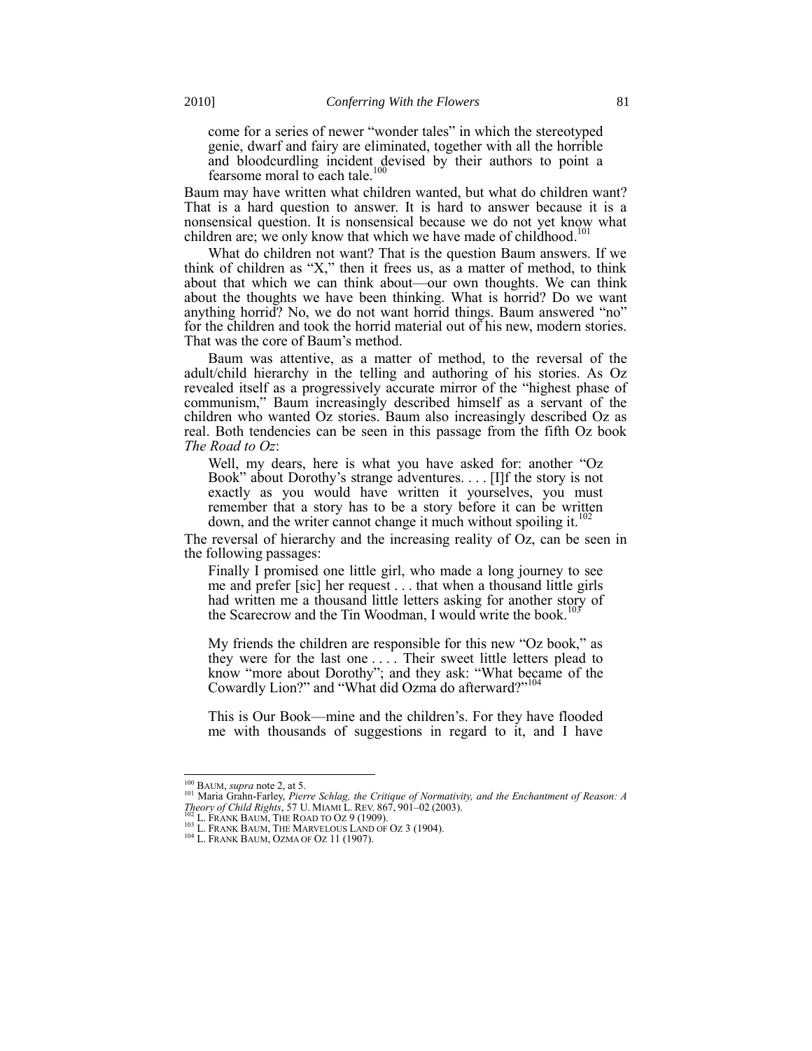> come for a series of newer "wonder tales" in which the stereotyped genie, dwarf and fairy are eliminated, together with all the horrible and bloodcurdling incident devised by their authors to point a fearsome moral to each tale.[100]

Baum may have written what children wanted, but what do children want? That is a hard question to answer. It is hard to answer because it is a nonsensical question. It is nonsensical because we do not yet know what children are; we only know that which we have made of childhood.[101]

What do children not want? That is the question Baum answers. If we think of children as "X," then it frees us, as a matter of method, to think about that which we can think about—our own thoughts. We can think about the thoughts we have been thinking. What is horrid? Do we want anything horrid? No, we do not want horrid things. Baum answered "no" for the children and took the horrid material out of his new, modern stories. That was the core of Baum's method.

Baum was attentive, as a matter of method, to the reversal of the adult/child hierarchy in the telling and authoring of his stories. As Oz revealed itself as a progressively accurate mirror of the "highest phase of communism," Baum increasingly described himself as a servant of the children who wanted Oz stories. Baum also increasingly described Oz as real. Both tendencies can be seen in this passage from the fifth Oz book *The Road to Oz*:

> Well, my dears, here is what you have asked for: another "Oz Book" about Dorothy's strange adventures. . . . [I]f the story is not exactly as you would have written it yourselves, you must remember that a story has to be a story before it can be written down, and the writer cannot change it much without spoiling it.[102]

The reversal of hierarchy and the increasing reality of Oz, can be seen in the following passages:

> Finally I promised one little girl, who made a long journey to see me and prefer [sic] her request . . . that when a thousand little girls had written me a thousand little letters asking for another story of the Scarecrow and the Tin Woodman, I would write the book.[103]

> My friends the children are responsible for this new "Oz book," as they were for the last one . . . . Their sweet little letters plead to know "more about Dorothy"; and they ask: "What became of the Cowardly Lion?" and "What did Ozma do afterward?"[104]

> This is Our Book—mine and the children's. For they have flooded me with thousands of suggestions in regard to it, and I have

---

[100] BAUM, *supra* note 2, at 5.

[101] Maria Grahn-Farley, *Pierre Schlag, the Critique of Normativity, and the Enchantment of Reason: A Theory of Child Rights*, 57 U. MIAMI L. REV. 867, 901–02 (2003).

[102] L. FRANK BAUM, THE ROAD TO OZ 9 (1909).

[103] L. FRANK BAUM, THE MARVELOUS LAND OF OZ 3 (1904).

[104] L. FRANK BAUM, OZMA OF OZ 11 (1907).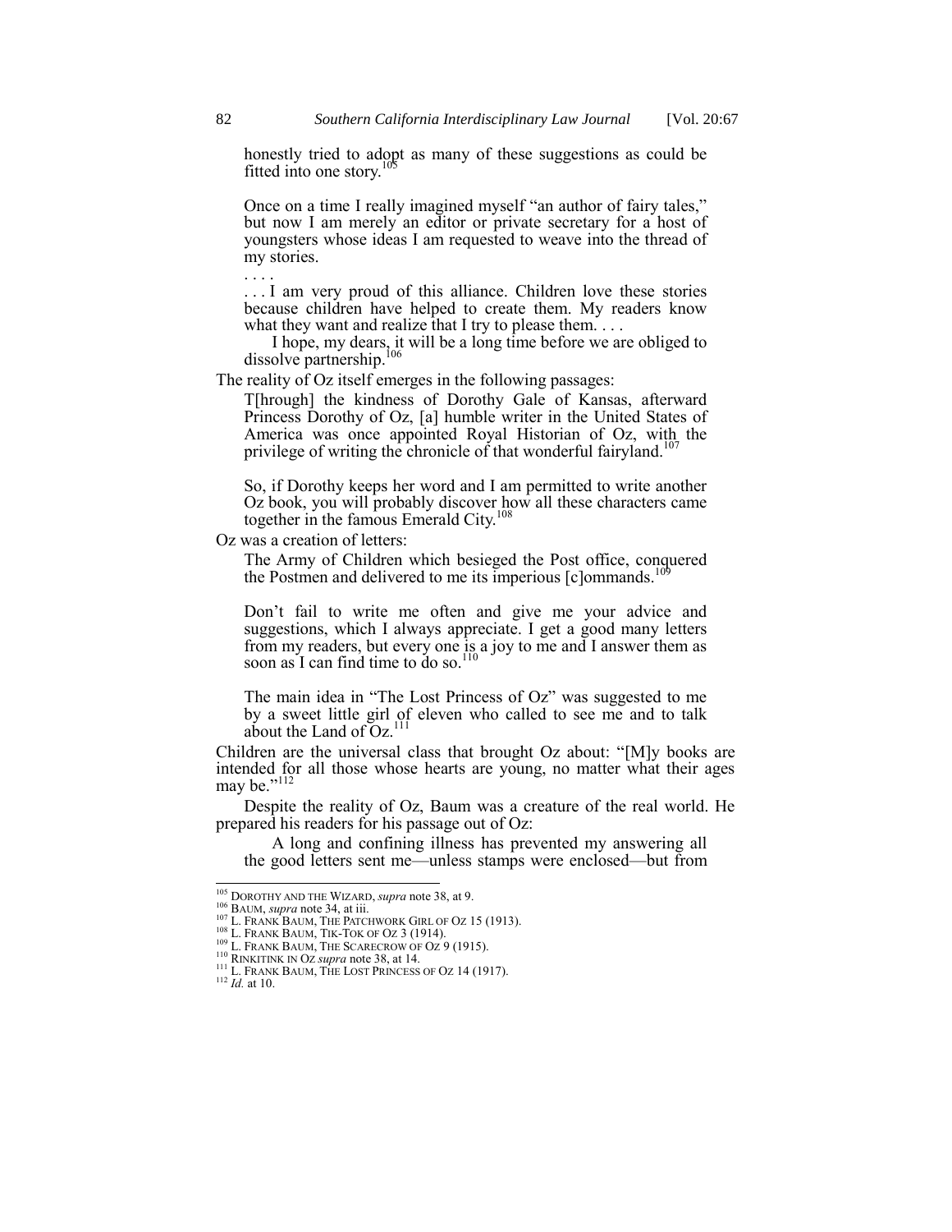> honestly tried to adopt as many of these suggestions as could be fitted into one story.[105]
>
> Once on a time I really imagined myself "an author of fairy tales," but now I am merely an editor or private secretary for a host of youngsters whose ideas I am requested to weave into the thread of my stories.
>
> . . . .
>
> . . . I am very proud of this alliance. Children love these stories because children have helped to create them. My readers know what they want and realize that I try to please them. . . .
>
> I hope, my dears, it will be a long time before we are obliged to dissolve partnership.[106]

The reality of Oz itself emerges in the following passages:

> T[hrough] the kindness of Dorothy Gale of Kansas, afterward Princess Dorothy of Oz, [a] humble writer in the United States of America was once appointed Royal Historian of Oz, with the privilege of writing the chronicle of that wonderful fairyland.[107]
>
> So, if Dorothy keeps her word and I am permitted to write another Oz book, you will probably discover how all these characters came together in the famous Emerald City.[108]

Oz was a creation of letters:

> The Army of Children which besieged the Post office, conquered the Postmen and delivered to me its imperious [c]ommands.[109]
>
> Don't fail to write me often and give me your advice and suggestions, which I always appreciate. I get a good many letters from my readers, but every one is a joy to me and I answer them as soon as I can find time to do so.[110]
>
> The main idea in "The Lost Princess of Oz" was suggested to me by a sweet little girl of eleven who called to see me and to talk about the Land of Oz.[111]

Children are the universal class that brought Oz about: "[M]y books are intended for all those whose hearts are young, no matter what their ages may be."[112]

Despite the reality of Oz, Baum was a creature of the real world. He prepared his readers for his passage out of Oz:

> A long and confining illness has prevented my answering all the good letters sent me—unless stamps were enclosed—but from

---

[105] DOROTHY AND THE WIZARD, *supra* note 38, at 9.
[106] BAUM, *supra* note 34, at iii.
[107] L. FRANK BAUM, THE PATCHWORK GIRL OF OZ 15 (1913).
[108] L. FRANK BAUM, TIK-TOK OF OZ 3 (1914).
[109] L. FRANK BAUM, THE SCARECROW OF OZ 9 (1915).
[110] RINKITINK IN OZ *supra* note 38, at 14.
[111] L. FRANK BAUM, THE LOST PRINCESS OF OZ 14 (1917).
[112] *Id.* at 10.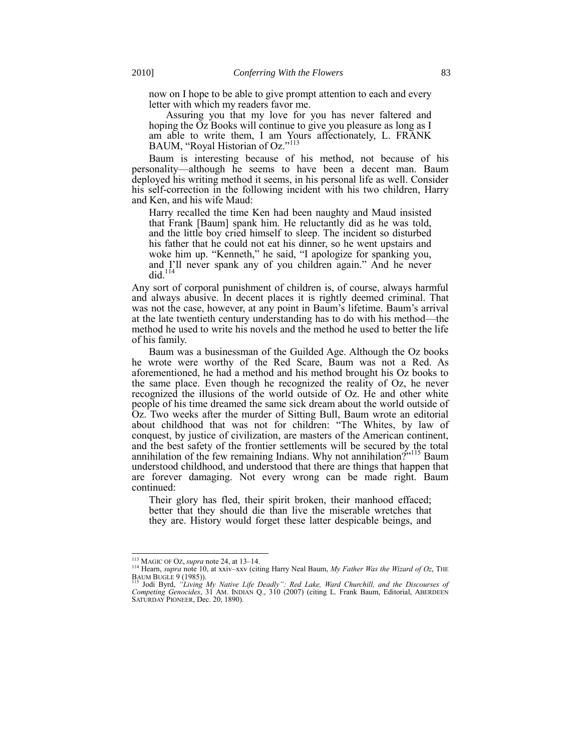now on I hope to be able to give prompt attention to each and every letter with which my readers favor me.

Assuring you that my love for you has never faltered and hoping the Oz Books will continue to give you pleasure as long as I am able to write them, I am Yours affectionately, L. FRANK BAUM, "Royal Historian of Oz."[113]

Baum is interesting because of his method, not because of his personality—although he seems to have been a decent man. Baum deployed his writing method it seems, in his personal life as well. Consider his self-correction in the following incident with his two children, Harry and Ken, and his wife Maud:

> Harry recalled the time Ken had been naughty and Maud insisted that Frank [Baum] spank him. He reluctantly did as he was told, and the little boy cried himself to sleep. The incident so disturbed his father that he could not eat his dinner, so he went upstairs and woke him up. "Kenneth," he said, "I apologize for spanking you, and I'll never spank any of you children again." And he never did.[114]

Any sort of corporal punishment of children is, of course, always harmful and always abusive. In decent places it is rightly deemed criminal. That was not the case, however, at any point in Baum's lifetime. Baum's arrival at the late twentieth century understanding has to do with his method—the method he used to write his novels and the method he used to better the life of his family.

Baum was a businessman of the Guilded Age. Although the Oz books he wrote were worthy of the Red Scare, Baum was not a Red. As aforementioned, he had a method and his method brought his Oz books to the same place. Even though he recognized the reality of Oz, he never recognized the illusions of the world outside of Oz. He and other white people of his time dreamed the same sick dream about the world outside of Oz. Two weeks after the murder of Sitting Bull, Baum wrote an editorial about childhood that was not for children: "The Whites, by law of conquest, by justice of civilization, are masters of the American continent, and the best safety of the frontier settlements will be secured by the total annihilation of the few remaining Indians. Why not annihilation?"[115] Baum understood childhood, and understood that there are things that happen that are forever damaging. Not every wrong can be made right. Baum continued:

> Their glory has fled, their spirit broken, their manhood effaced; better that they should die than live the miserable wretches that they are. History would forget these latter despicable beings, and

---

[113] MAGIC OF OZ, *supra* note 24, at 13–14.

[114] Hearn, *supra* note 10, at xxiv–xxv (citing Harry Neal Baum, *My Father Was the Wizard of Oz*, THE BAUM BUGLE 9 (1985)).

[115] Jodi Byrd, *"Living My Native Life Deadly": Red Lake, Ward Churchill, and the Discourses of Competing Genocides*, 31 AM. INDIAN Q., 310 (2007) (citing L. Frank Baum, Editorial, ABERDEEN SATURDAY PIONEER, Dec. 20, 1890).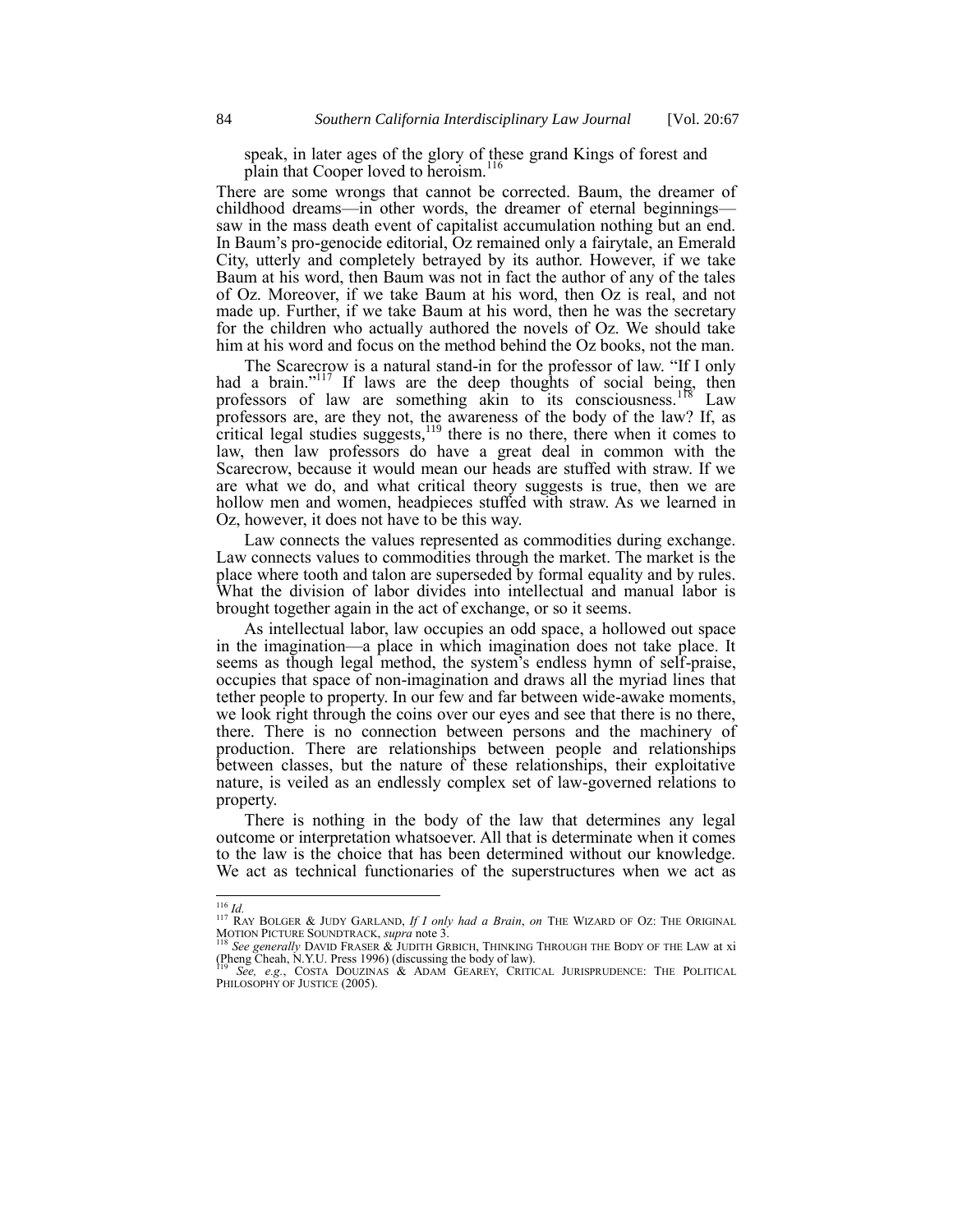speak, in later ages of the glory of these grand Kings of forest and plain that Cooper loved to heroism.[116]

There are some wrongs that cannot be corrected. Baum, the dreamer of childhood dreams—in other words, the dreamer of eternal beginnings—saw in the mass death event of capitalist accumulation nothing but an end. In Baum's pro-genocide editorial, Oz remained only a fairytale, an Emerald City, utterly and completely betrayed by its author. However, if we take Baum at his word, then Baum was not in fact the author of any of the tales of Oz. Moreover, if we take Baum at his word, then Oz is real, and not made up. Further, if we take Baum at his word, then he was the secretary for the children who actually authored the novels of Oz. We should take him at his word and focus on the method behind the Oz books, not the man.

The Scarecrow is a natural stand-in for the professor of law. "If I only had a brain."[117] If laws are the deep thoughts of social being, then professors of law are something akin to its consciousness.[118] Law professors are, are they not, the awareness of the body of the law? If, as critical legal studies suggests,[119] there is no there, there when it comes to law, then law professors do have a great deal in common with the Scarecrow, because it would mean our heads are stuffed with straw. If we are what we do, and what critical theory suggests is true, then we are hollow men and women, headpieces stuffed with straw. As we learned in Oz, however, it does not have to be this way.

Law connects the values represented as commodities during exchange. Law connects values to commodities through the market. The market is the place where tooth and talon are superseded by formal equality and by rules. What the division of labor divides into intellectual and manual labor is brought together again in the act of exchange, or so it seems.

As intellectual labor, law occupies an odd space, a hollowed out space in the imagination—a place in which imagination does not take place. It seems as though legal method, the system's endless hymn of self-praise, occupies that space of non-imagination and draws all the myriad lines that tether people to property. In our few and far between wide-awake moments, we look right through the coins over our eyes and see that there is no there, there. There is no connection between persons and the machinery of production. There are relationships between people and relationships between classes, but the nature of these relationships, their exploitative nature, is veiled as an endlessly complex set of law-governed relations to property.

There is nothing in the body of the law that determines any legal outcome or interpretation whatsoever. All that is determinate when it comes to the law is the choice that has been determined without our knowledge. We act as technical functionaries of the superstructures when we act as

---

[116] *Id.*

[117] RAY BOLGER & JUDY GARLAND, *If I only had a Brain*, *on* THE WIZARD OF OZ: THE ORIGINAL MOTION PICTURE SOUNDTRACK, *supra* note 3.

[118] *See generally* DAVID FRASER & JUDITH GRBICH, THINKING THROUGH THE BODY OF THE LAW at xi (Pheng Cheah, N.Y.U. Press 1996) (discussing the body of law).

[119] *See, e.g.*, COSTA DOUZINAS & ADAM GEAREY, CRITICAL JURISPRUDENCE: THE POLITICAL PHILOSOPHY OF JUSTICE (2005).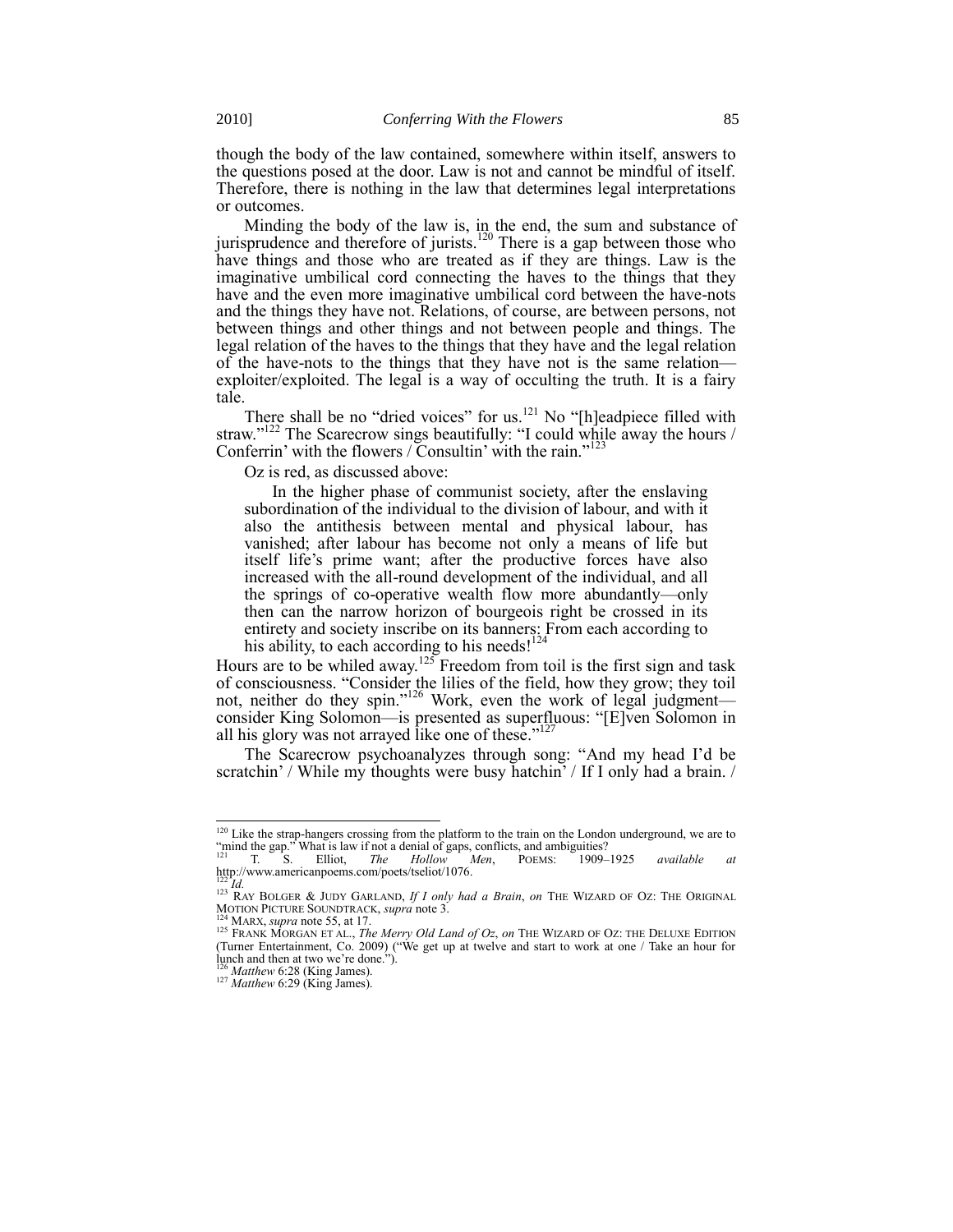though the body of the law contained, somewhere within itself, answers to the questions posed at the door. Law is not and cannot be mindful of itself. Therefore, there is nothing in the law that determines legal interpretations or outcomes.

Minding the body of the law is, in the end, the sum and substance of jurisprudence and therefore of jurists.[120] There is a gap between those who have things and those who are treated as if they are things. Law is the imaginative umbilical cord connecting the haves to the things that they have and the even more imaginative umbilical cord between the have-nots and the things they have not. Relations, of course, are between persons, not between things and other things and not between people and things. The legal relation of the haves to the things that they have and the legal relation of the have-nots to the things that they have not is the same relation—exploiter/exploited. The legal is a way of occulting the truth. It is a fairy tale.

There shall be no "dried voices" for us.[121] No "[h]eadpiece filled with straw."[122] The Scarecrow sings beautifully: "I could while away the hours / Conferrin' with the flowers / Consultin' with the rain."[123]

Oz is red, as discussed above:

> In the higher phase of communist society, after the enslaving subordination of the individual to the division of labour, and with it also the antithesis between mental and physical labour, has vanished; after labour has become not only a means of life but itself life's prime want; after the productive forces have also increased with the all-round development of the individual, and all the springs of co-operative wealth flow more abundantly—only then can the narrow horizon of bourgeois right be crossed in its entirety and society inscribe on its banners: From each according to his ability, to each according to his needs![124]

Hours are to be whiled away.[125] Freedom from toil is the first sign and task of consciousness. "Consider the lilies of the field, how they grow; they toil not, neither do they spin."[126] Work, even the work of legal judgment—consider King Solomon—is presented as superfluous: "[E]ven Solomon in all his glory was not arrayed like one of these."[127]

The Scarecrow psychoanalyzes through song: "And my head I'd be scratchin' / While my thoughts were busy hatchin' / If I only had a brain. /

---

[120] Like the strap-hangers crossing from the platform to the train on the London underground, we are to "mind the gap." What is law if not a denial of gaps, conflicts, and ambiguities?

[121] T. S. Elliot, *The Hollow Men*, POEMS: 1909–1925 *available at* http://www.americanpoems.com/poets/tseliot/1076.

[122] *Id.*

[123] RAY BOLGER & JUDY GARLAND, *If I only had a Brain*, *on* THE WIZARD OF OZ: THE ORIGINAL MOTION PICTURE SOUNDTRACK, *supra* note 3.

[124] MARX, *supra* note 55, at 17.

[125] FRANK MORGAN ET AL., *The Merry Old Land of Oz*, *on* THE WIZARD OF OZ: THE DELUXE EDITION (Turner Entertainment, Co. 2009) ("We get up at twelve and start to work at one / Take an hour for lunch and then at two we're done.").

[126] *Matthew* 6:28 (King James).

[127] *Matthew* 6:29 (King James).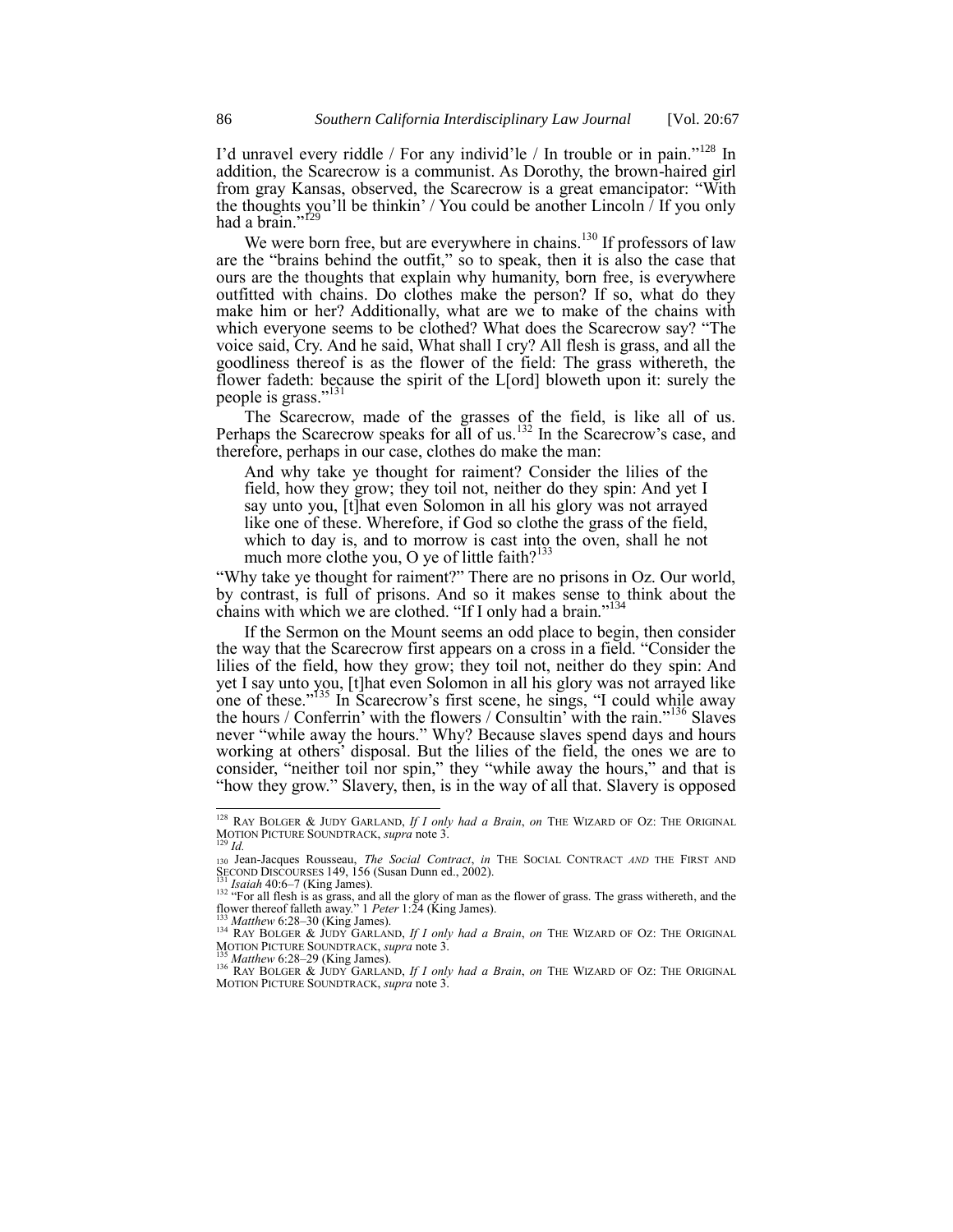I'd unravel every riddle / For any individ'le / In trouble or in pain."[128] In addition, the Scarecrow is a communist. As Dorothy, the brown-haired girl from gray Kansas, observed, the Scarecrow is a great emancipator: "With the thoughts you'll be thinkin' / You could be another Lincoln / If you only had a brain."[129]

We were born free, but are everywhere in chains.[130] If professors of law are the "brains behind the outfit," so to speak, then it is also the case that ours are the thoughts that explain why humanity, born free, is everywhere outfitted with chains. Do clothes make the person? If so, what do they make him or her? Additionally, what are we to make of the chains with which everyone seems to be clothed? What does the Scarecrow say? "The voice said, Cry. And he said, What shall I cry? All flesh is grass, and all the goodliness thereof is as the flower of the field: The grass withereth, the flower fadeth: because the spirit of the L[ord] bloweth upon it: surely the people is grass."[131]

The Scarecrow, made of the grasses of the field, is like all of us. Perhaps the Scarecrow speaks for all of us.[132] In the Scarecrow's case, and therefore, perhaps in our case, clothes do make the man:

> And why take ye thought for raiment? Consider the lilies of the field, how they grow; they toil not, neither do they spin: And yet I say unto you, [t]hat even Solomon in all his glory was not arrayed like one of these. Wherefore, if God so clothe the grass of the field, which to day is, and to morrow is cast into the oven, shall he not much more clothe you, O ye of little faith?[133]

"Why take ye thought for raiment?" There are no prisons in Oz. Our world, by contrast, is full of prisons. And so it makes sense to think about the chains with which we are clothed. "If I only had a brain."[134]

If the Sermon on the Mount seems an odd place to begin, then consider the way that the Scarecrow first appears on a cross in a field. "Consider the lilies of the field, how they grow; they toil not, neither do they spin: And yet I say unto you, [t]hat even Solomon in all his glory was not arrayed like one of these."[135] In Scarecrow's first scene, he sings, "I could while away the hours / Conferrin' with the flowers / Consultin' with the rain."[136] Slaves never "while away the hours." Why? Because slaves spend days and hours working at others' disposal. But the lilies of the field, the ones we are to consider, "neither toil nor spin," they "while away the hours," and that is "how they grow." Slavery, then, is in the way of all that. Slavery is opposed

---

[128] RAY BOLGER & JUDY GARLAND, *If I only had a Brain*, *on* THE WIZARD OF OZ: THE ORIGINAL MOTION PICTURE SOUNDTRACK, *supra* note 3.

[129] *Id.*

[130] Jean-Jacques Rousseau, *The Social Contract*, *in* THE SOCIAL CONTRACT *AND* THE FIRST AND SECOND DISCOURSES 149, 156 (Susan Dunn ed., 2002).

[131] *Isaiah* 40:6–7 (King James).

[132] "For all flesh is as grass, and all the glory of man as the flower of grass. The grass withereth, and the flower thereof falleth away." 1 *Peter* 1:24 (King James).

[133] *Matthew* 6:28–30 (King James).

[134] RAY BOLGER & JUDY GARLAND, *If I only had a Brain*, *on* THE WIZARD OF OZ: THE ORIGINAL MOTION PICTURE SOUNDTRACK, *supra* note 3.

[135] *Matthew* 6:28–29 (King James).

[136] RAY BOLGER & JUDY GARLAND, *If I only had a Brain*, *on* THE WIZARD OF OZ: THE ORIGINAL MOTION PICTURE SOUNDTRACK, *supra* note 3.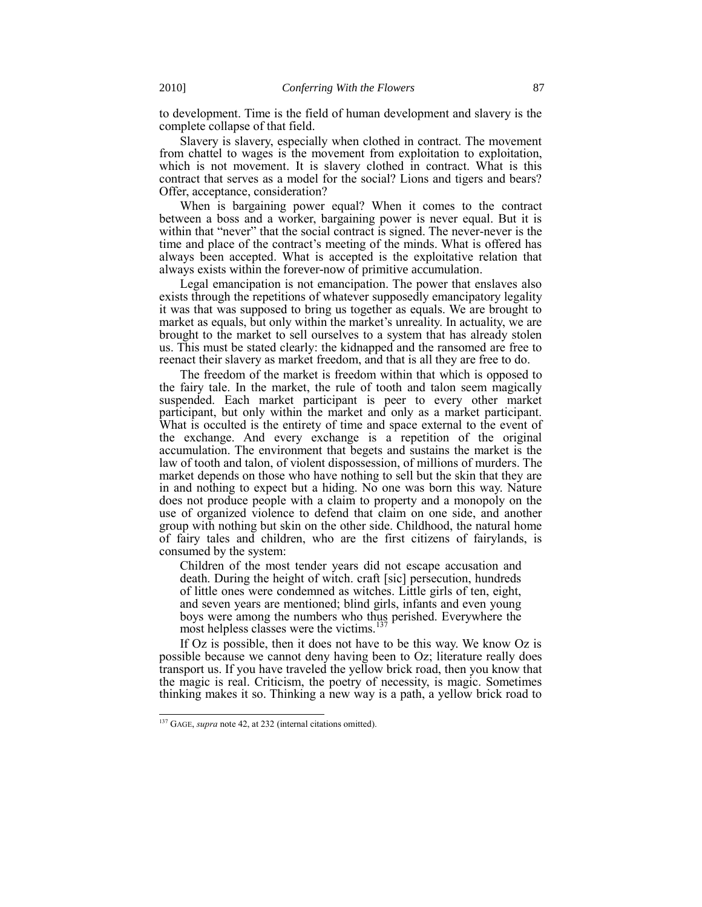to development. Time is the field of human development and slavery is the complete collapse of that field.

Slavery is slavery, especially when clothed in contract. The movement from chattel to wages is the movement from exploitation to exploitation, which is not movement. It is slavery clothed in contract. What is this contract that serves as a model for the social? Lions and tigers and bears? Offer, acceptance, consideration?

When is bargaining power equal? When it comes to the contract between a boss and a worker, bargaining power is never equal. But it is within that "never" that the social contract is signed. The never-never is the time and place of the contract's meeting of the minds. What is offered has always been accepted. What is accepted is the exploitative relation that always exists within the forever-now of primitive accumulation.

Legal emancipation is not emancipation. The power that enslaves also exists through the repetitions of whatever supposedly emancipatory legality it was that was supposed to bring us together as equals. We are brought to market as equals, but only within the market's unreality. In actuality, we are brought to the market to sell ourselves to a system that has already stolen us. This must be stated clearly: the kidnapped and the ransomed are free to reenact their slavery as market freedom, and that is all they are free to do.

The freedom of the market is freedom within that which is opposed to the fairy tale. In the market, the rule of tooth and talon seem magically suspended. Each market participant is peer to every other market participant, but only within the market and only as a market participant. What is occulted is the entirety of time and space external to the event of the exchange. And every exchange is a repetition of the original accumulation. The environment that begets and sustains the market is the law of tooth and talon, of violent dispossession, of millions of murders. The market depends on those who have nothing to sell but the skin that they are in and nothing to expect but a hiding. No one was born this way. Nature does not produce people with a claim to property and a monopoly on the use of organized violence to defend that claim on one side, and another group with nothing but skin on the other side. Childhood, the natural home of fairy tales and children, who are the first citizens of fairylands, is consumed by the system:

> Children of the most tender years did not escape accusation and death. During the height of witch. craft [sic] persecution, hundreds of little ones were condemned as witches. Little girls of ten, eight, and seven years are mentioned; blind girls, infants and even young boys were among the numbers who thus perished. Everywhere the most helpless classes were the victims.[137]

If Oz is possible, then it does not have to be this way. We know Oz is possible because we cannot deny having been to Oz; literature really does transport us. If you have traveled the yellow brick road, then you know that the magic is real. Criticism, the poetry of necessity, is magic. Sometimes thinking makes it so. Thinking a new way is a path, a yellow brick road to

---

[137] GAGE, *supra* note 42, at 232 (internal citations omitted).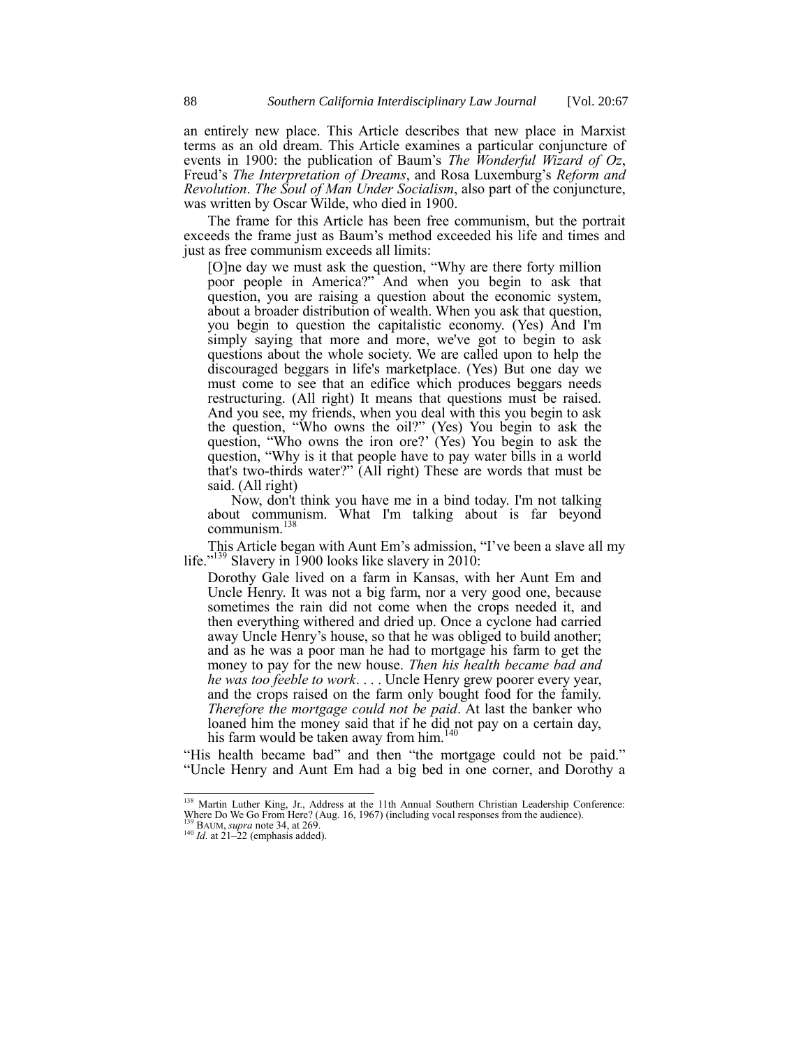an entirely new place. This Article describes that new place in Marxist terms as an old dream. This Article examines a particular conjuncture of events in 1900: the publication of Baum's *The Wonderful Wizard of Oz*, Freud's *The Interpretation of Dreams*, and Rosa Luxemburg's *Reform and Revolution*. *The Soul of Man Under Socialism*, also part of the conjuncture, was written by Oscar Wilde, who died in 1900.

The frame for this Article has been free communism, but the portrait exceeds the frame just as Baum's method exceeded his life and times and just as free communism exceeds all limits:

> [O]ne day we must ask the question, "Why are there forty million poor people in America?" And when you begin to ask that question, you are raising a question about the economic system, about a broader distribution of wealth. When you ask that question, you begin to question the capitalistic economy. (Yes) And I'm simply saying that more and more, we've got to begin to ask questions about the whole society. We are called upon to help the discouraged beggars in life's marketplace. (Yes) But one day we must come to see that an edifice which produces beggars needs restructuring. (All right) It means that questions must be raised. And you see, my friends, when you deal with this you begin to ask the question, "Who owns the oil?" (Yes) You begin to ask the question, "Who owns the iron ore?' (Yes) You begin to ask the question, "Why is it that people have to pay water bills in a world that's two-thirds water?" (All right) These are words that must be said. (All right)
>
> Now, don't think you have me in a bind today. I'm not talking about communism. What I'm talking about is far beyond communism.[138]

This Article began with Aunt Em's admission, "I've been a slave all my life."[139] Slavery in 1900 looks like slavery in 2010:

> Dorothy Gale lived on a farm in Kansas, with her Aunt Em and Uncle Henry. It was not a big farm, nor a very good one, because sometimes the rain did not come when the crops needed it, and then everything withered and dried up. Once a cyclone had carried away Uncle Henry's house, so that he was obliged to build another; and as he was a poor man he had to mortgage his farm to get the money to pay for the new house. *Then his health became bad and he was too feeble to work*. . . . Uncle Henry grew poorer every year, and the crops raised on the farm only bought food for the family. *Therefore the mortgage could not be paid*. At last the banker who loaned him the money said that if he did not pay on a certain day, his farm would be taken away from him.[140]

"His health became bad" and then "the mortgage could not be paid." "Uncle Henry and Aunt Em had a big bed in one corner, and Dorothy a

---

[138] Martin Luther King, Jr., Address at the 11th Annual Southern Christian Leadership Conference: Where Do We Go From Here? (Aug. 16, 1967) (including vocal responses from the audience).

[139] BAUM, *supra* note 34, at 269.

[140] *Id.* at 21–22 (emphasis added).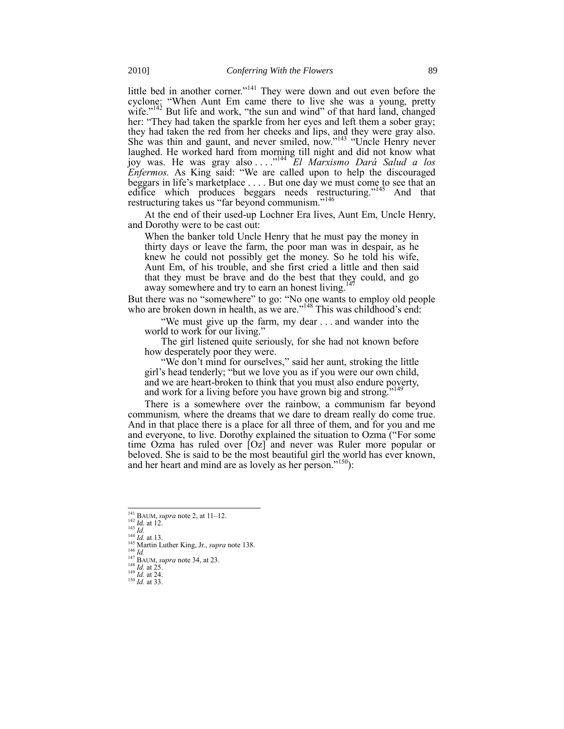little bed in another corner."[141] They were down and out even before the cyclone: "When Aunt Em came there to live she was a young, pretty wife."[142] But life and work, "the sun and wind" of that hard land, changed her: "They had taken the sparkle from her eyes and left them a sober gray; they had taken the red from her cheeks and lips, and they were gray also. She was thin and gaunt, and never smiled, now."[143] "Uncle Henry never laughed. He worked hard from morning till night and did not know what joy was. He was gray also . . . ."[144] *El Marxismo Dará Salud a los Enfermos.* As King said: "We are called upon to help the discouraged beggars in life's marketplace . . . . But one day we must come to see that an edifice which produces beggars needs restructuring."[145] And that restructuring takes us "far beyond communism."[146]

At the end of their used-up Lochner Era lives, Aunt Em, Uncle Henry, and Dorothy were to be cast out:

> When the banker told Uncle Henry that he must pay the money in thirty days or leave the farm, the poor man was in despair, as he knew he could not possibly get the money. So he told his wife, Aunt Em, of his trouble, and she first cried a little and then said that they must be brave and do the best that they could, and go away somewhere and try to earn an honest living.[147]

But there was no "somewhere" to go: "No one wants to employ old people who are broken down in health, as we are."[148] This was childhood's end:

> "We must give up the farm, my dear . . . and wander into the world to work for our living."
>
> The girl listened quite seriously, for she had not known before how desperately poor they were.
>
> "We don't mind for ourselves," said her aunt, stroking the little girl's head tenderly; "but we love you as if you were our own child, and we are heart-broken to think that you must also endure poverty, and work for a living before you have grown big and strong."[149]

There is a somewhere over the rainbow, a communism far beyond communism*,* where the dreams that we dare to dream really do come true. And in that place there is a place for all three of them, and for you and me and everyone, to live. Dorothy explained the situation to Ozma ("For some time Ozma has ruled over [Oz] and never was Ruler more popular or beloved. She is said to be the most beautiful girl the world has ever known, and her heart and mind are as lovely as her person."[150]):

---

[141] BAUM, *supra* note 2, at 11–12.
[142] *Id.* at 12.
[143] *Id.*
[144] *Id.* at 13.
[145] Martin Luther King, Jr., *supra* note 138.
[146] *Id.*
[147] BAUM, *supra* note 34, at 23.
[148] *Id.* at 25.
[149] *Id.* at 24.
[150] *Id.* at 33.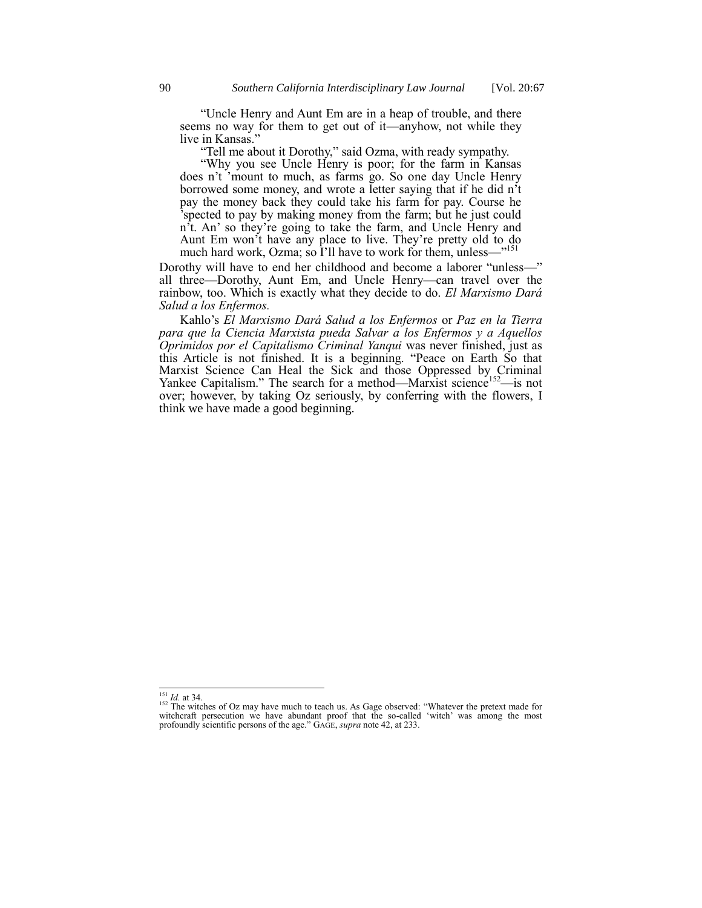> "Uncle Henry and Aunt Em are in a heap of trouble, and there seems no way for them to get out of it—anyhow, not while they live in Kansas."
>
> "Tell me about it Dorothy," said Ozma, with ready sympathy.
>
> "Why you see Uncle Henry is poor; for the farm in Kansas does n't 'mount to much, as farms go. So one day Uncle Henry borrowed some money, and wrote a letter saying that if he did n't pay the money back they could take his farm for pay. Course he 'spected to pay by making money from the farm; but he just could n't. An' so they're going to take the farm, and Uncle Henry and Aunt Em won't have any place to live. They're pretty old to do much hard work, Ozma; so I'll have to work for them, unless—"[151]

Dorothy will have to end her childhood and become a laborer "unless—" all three—Dorothy, Aunt Em, and Uncle Henry—can travel over the rainbow, too. Which is exactly what they decide to do. *El Marxismo Dará Salud a los Enfermos.*

Kahlo's *El Marxismo Dará Salud a los Enfermos* or *Paz en la Tierra para que la Ciencia Marxista pueda Salvar a los Enfermos y a Aquellos Oprimidos por el Capitalismo Criminal Yanqui* was never finished, just as this Article is not finished. It is a beginning. "Peace on Earth So that Marxist Science Can Heal the Sick and those Oppressed by Criminal Yankee Capitalism." The search for a method—Marxist science[152]—is not over; however, by taking Oz seriously, by conferring with the flowers, I think we have made a good beginning.

---

[151] *Id.* at 34.

[152] The witches of Oz may have much to teach us. As Gage observed: "Whatever the pretext made for witchcraft persecution we have abundant proof that the so-called 'witch' was among the most profoundly scientific persons of the age." GAGE, *supra* note 42, at 233.